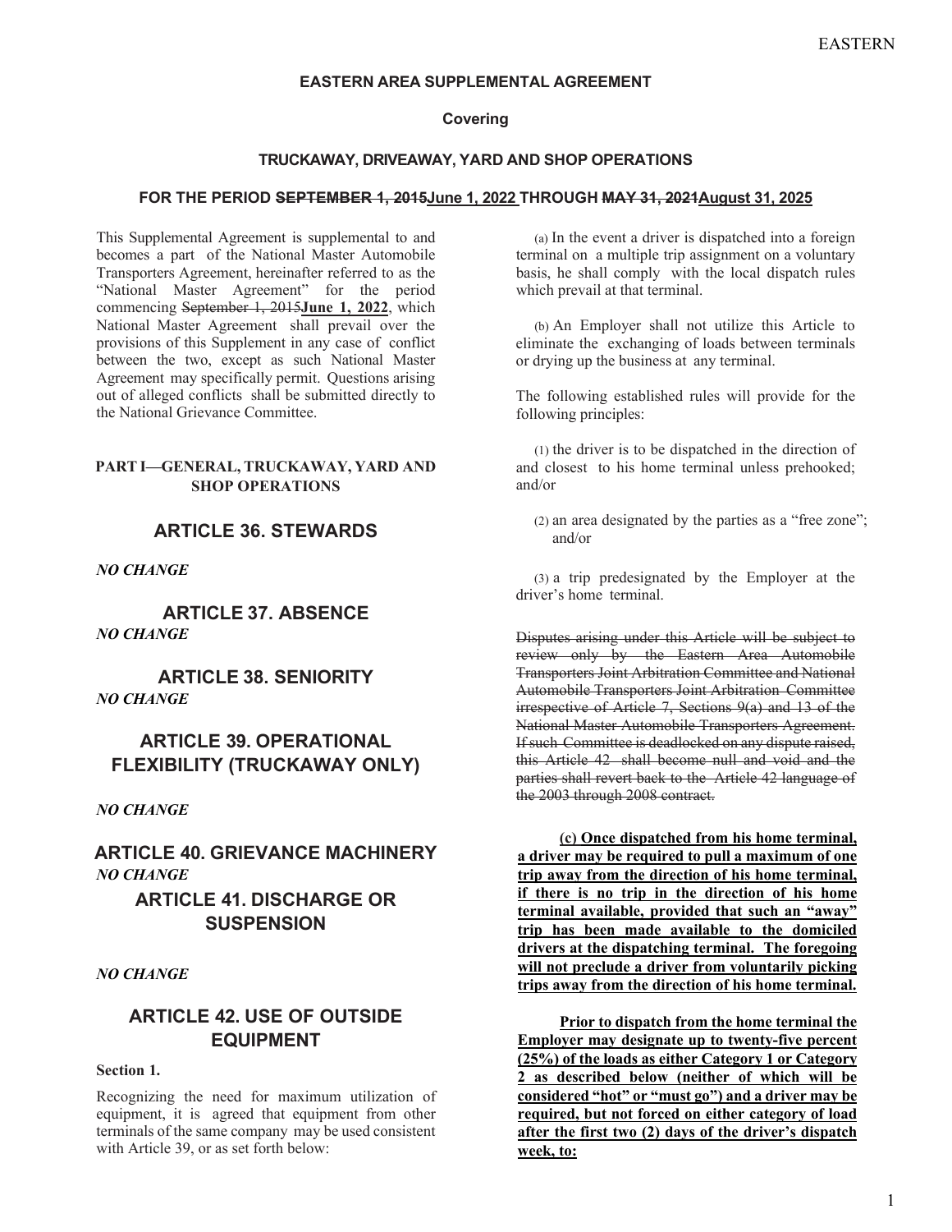# EASTERN AREA SUPPLEMENTAL AGREEMENT

**Covering**

**TRUCKAWAY, DRIVEAWAY, YARD AND SHOP OPERATIONS**

**FOR THE PERIOD ~~SEPTEMBER 1, 2015~~June 1, 2022 THROUGH ~~MAY 31, 2021~~August 31, 2025**

This Supplemental Agreement is supplemental to and becomes a part of the National Master Automobile Transporters Agreement, hereinafter referred to as the "National Master Agreement" for the period commencing ~~September 1, 2015~~**June 1, 2022**, which National Master Agreement shall prevail over the provisions of this Supplement in any case of conflict between the two, except as such National Master Agreement may specifically permit. Questions arising out of alleged conflicts shall be submitted directly to the National Grievance Committee.

**PART I—GENERAL, TRUCKAWAY, YARD AND SHOP OPERATIONS**

## ARTICLE 36. STEWARDS

***NO CHANGE***

## ARTICLE 37. ABSENCE

***NO CHANGE***

## ARTICLE 38. SENIORITY

***NO CHANGE***

## ARTICLE 39. OPERATIONAL FLEXIBILITY (TRUCKAWAY ONLY)

***NO CHANGE***

## ARTICLE 40. GRIEVANCE MACHINERY

***NO CHANGE***

## ARTICLE 41. DISCHARGE OR SUSPENSION

***NO CHANGE***

## ARTICLE 42. USE OF OUTSIDE EQUIPMENT

**Section 1.**

Recognizing the need for maximum utilization of equipment, it is agreed that equipment from other terminals of the same company may be used consistent with Article 39, or as set forth below:

(a) In the event a driver is dispatched into a foreign terminal on a multiple trip assignment on a voluntary basis, he shall comply with the local dispatch rules which prevail at that terminal.

(b) An Employer shall not utilize this Article to eliminate the exchanging of loads between terminals or drying up the business at any terminal.

The following established rules will provide for the following principles:

(1) the driver is to be dispatched in the direction of and closest to his home terminal unless prehooked; and/or

(2) an area designated by the parties as a "free zone"; and/or

(3) a trip predesignated by the Employer at the driver's home terminal.

~~Disputes arising under this Article will be subject to review only by the Eastern Area Automobile Transporters Joint Arbitration Committee and National Automobile Transporters Joint Arbitration Committee irrespective of Article 7, Sections 9(a) and 13 of the National Master Automobile Transporters Agreement. If such Committee is deadlocked on any dispute raised, this Article 42 shall become null and void and the parties shall revert back to the Article 42 language of the 2003 through 2008 contract.~~

**(c) Once dispatched from his home terminal, a driver may be required to pull a maximum of one trip away from the direction of his home terminal, if there is no trip in the direction of his home terminal available, provided that such an "away" trip has been made available to the domiciled drivers at the dispatching terminal. The foregoing will not preclude a driver from voluntarily picking trips away from the direction of his home terminal.**

**Prior to dispatch from the home terminal the Employer may designate up to twenty-five percent (25%) of the loads as either Category 1 or Category 2 as described below (neither of which will be considered "hot" or "must go") and a driver may be required, but not forced on either category of load after the first two (2) days of the driver's dispatch week, to:**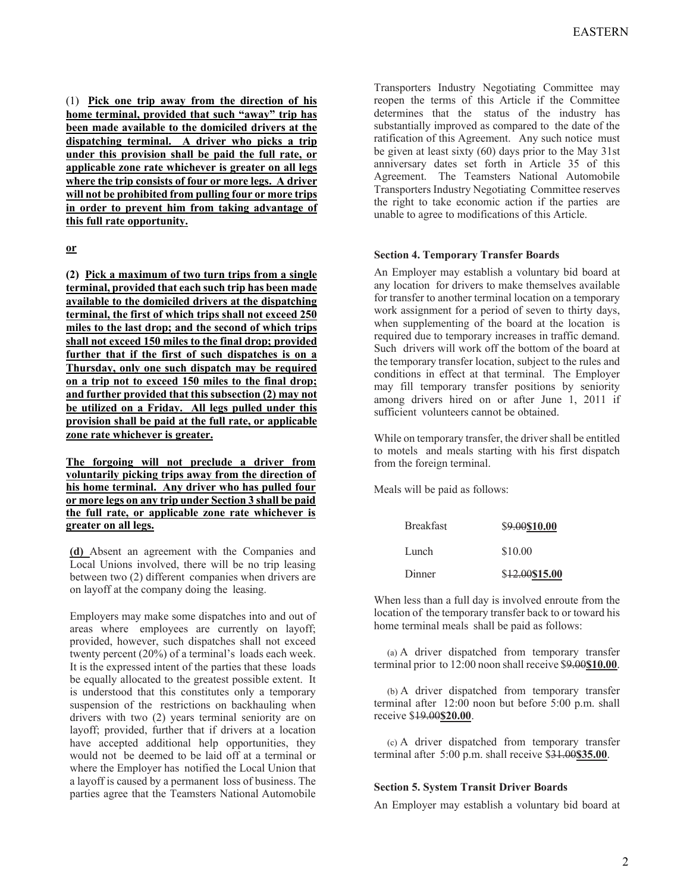(1) **Pick one trip away from the direction of his home terminal, provided that such "away" trip has been made available to the domiciled drivers at the dispatching terminal. A driver who picks a trip under this provision shall be paid the full rate, or applicable zone rate whichever is greater on all legs where the trip consists of four or more legs. A driver will not be prohibited from pulling four or more trips in order to prevent him from taking advantage of this full rate opportunity.**

**or**

**(2) Pick a maximum of two turn trips from a single terminal, provided that each such trip has been made available to the domiciled drivers at the dispatching terminal, the first of which trips shall not exceed 250 miles to the last drop; and the second of which trips shall not exceed 150 miles to the final drop; provided further that if the first of such dispatches is on a Thursday, only one such dispatch may be required on a trip not to exceed 150 miles to the final drop; and further provided that this subsection (2) may not be utilized on a Friday. All legs pulled under this provision shall be paid at the full rate, or applicable zone rate whichever is greater.**

**The forgoing will not preclude a driver from voluntarily picking trips away from the direction of his home terminal. Any driver who has pulled four or more legs on any trip under Section 3 shall be paid the full rate, or applicable zone rate whichever is greater on all legs.**

**(d)** Absent an agreement with the Companies and Local Unions involved, there will be no trip leasing between two (2) different companies when drivers are on layoff at the company doing the leasing.

Employers may make some dispatches into and out of areas where employees are currently on layoff; provided, however, such dispatches shall not exceed twenty percent (20%) of a terminal's loads each week. It is the expressed intent of the parties that these loads be equally allocated to the greatest possible extent. It is understood that this constitutes only a temporary suspension of the restrictions on backhauling when drivers with two (2) years terminal seniority are on layoff; provided, further that if drivers at a location have accepted additional help opportunities, they would not be deemed to be laid off at a terminal or where the Employer has notified the Local Union that a layoff is caused by a permanent loss of business. The parties agree that the Teamsters National Automobile Transporters Industry Negotiating Committee may reopen the terms of this Article if the Committee determines that the status of the industry has substantially improved as compared to the date of the ratification of this Agreement. Any such notice must be given at least sixty (60) days prior to the May 31st anniversary dates set forth in Article 35 of this Agreement. The Teamsters National Automobile Transporters Industry Negotiating Committee reserves the right to take economic action if the parties are unable to agree to modifications of this Article.

#### Section 4. Temporary Transfer Boards

An Employer may establish a voluntary bid board at any location for drivers to make themselves available for transfer to another terminal location on a temporary work assignment for a period of seven to thirty days, when supplementing of the board at the location is required due to temporary increases in traffic demand. Such drivers will work off the bottom of the board at the temporary transfer location, subject to the rules and conditions in effect at that terminal. The Employer may fill temporary transfer positions by seniority among drivers hired on or after June 1, 2011 if sufficient volunteers cannot be obtained.

While on temporary transfer, the driver shall be entitled to motels and meals starting with his first dispatch from the foreign terminal.

Meals will be paid as follows:

| | |
|---|---|
| Breakfast | ~~$9.00~~**$10.00** |
| Lunch | $10.00 |
| Dinner | ~~$12.00~~**$15.00** |

When less than a full day is involved enroute from the location of the temporary transfer back to or toward his home terminal meals shall be paid as follows:

(a) A driver dispatched from temporary transfer terminal prior to 12:00 noon shall receive ~~$9.00~~**$10.00**.

(b) A driver dispatched from temporary transfer terminal after 12:00 noon but before 5:00 p.m. shall receive ~~$19.00~~**$20.00**.

(c) A driver dispatched from temporary transfer terminal after 5:00 p.m. shall receive ~~$31.00~~**$35.00**.

#### Section 5. System Transit Driver Boards

An Employer may establish a voluntary bid board at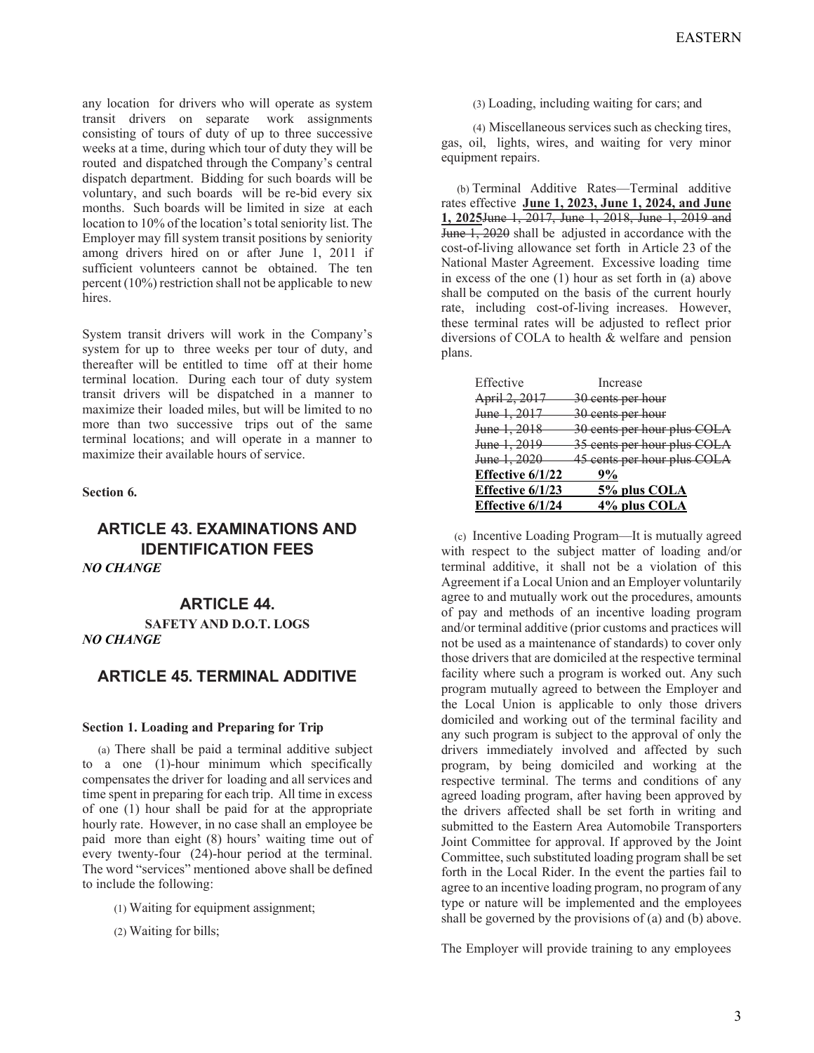any location for drivers who will operate as system transit drivers on separate work assignments consisting of tours of duty of up to three successive weeks at a time, during which tour of duty they will be routed and dispatched through the Company's central dispatch department. Bidding for such boards will be voluntary, and such boards will be re-bid every six months. Such boards will be limited in size at each location to 10% of the location's total seniority list. The Employer may fill system transit positions by seniority among drivers hired on or after June 1, 2011 if sufficient volunteers cannot be obtained. The ten percent (10%) restriction shall not be applicable to new hires.

System transit drivers will work in the Company's system for up to three weeks per tour of duty, and thereafter will be entitled to time off at their home terminal location. During each tour of duty system transit drivers will be dispatched in a manner to maximize their loaded miles, but will be limited to no more than two successive trips out of the same terminal locations; and will operate in a manner to maximize their available hours of service.

**Section 6.**

## ARTICLE 43. EXAMINATIONS AND IDENTIFICATION FEES

***NO CHANGE***

## ARTICLE 44.

**SAFETY AND D.O.T. LOGS**

***NO CHANGE***

## ARTICLE 45. TERMINAL ADDITIVE

**Section 1. Loading and Preparing for Trip**

(a) There shall be paid a terminal additive subject to a one (1)-hour minimum which specifically compensates the driver for loading and all services and time spent in preparing for each trip. All time in excess of one (1) hour shall be paid for at the appropriate hourly rate. However, in no case shall an employee be paid more than eight (8) hours' waiting time out of every twenty-four (24)-hour period at the terminal. The word "services" mentioned above shall be defined to include the following:

(1) Waiting for equipment assignment;

(2) Waiting for bills;

(3) Loading, including waiting for cars; and

(4) Miscellaneous services such as checking tires, gas, oil, lights, wires, and waiting for very minor equipment repairs.

(b) Terminal Additive Rates—Terminal additive rates effective **June 1, 2023, June 1, 2024, and June 1, 2025**~~June 1, 2017, June 1, 2018, June 1, 2019 and June 1, 2020~~ shall be adjusted in accordance with the cost-of-living allowance set forth in Article 23 of the National Master Agreement. Excessive loading time in excess of the one (1) hour as set forth in (a) above shall be computed on the basis of the current hourly rate, including cost-of-living increases. However, these terminal rates will be adjusted to reflect prior diversions of COLA to health & welfare and pension plans.

| Effective | Increase |
| --- | --- |
| ~~April 2, 2017~~ | ~~30 cents per hour~~ |
| ~~June 1, 2017~~ | ~~30 cents per hour~~ |
| ~~June 1, 2018~~ | ~~30 cents per hour plus COLA~~ |
| ~~June 1, 2019~~ | ~~35 cents per hour plus COLA~~ |
| ~~June 1, 2020~~ | ~~45 cents per hour plus COLA~~ |
| **Effective 6/1/22** | **9%** |
| **Effective 6/1/23** | **5% plus COLA** |
| **Effective 6/1/24** | **4% plus COLA** |

(c) Incentive Loading Program—It is mutually agreed with respect to the subject matter of loading and/or terminal additive, it shall not be a violation of this Agreement if a Local Union and an Employer voluntarily agree to and mutually work out the procedures, amounts of pay and methods of an incentive loading program and/or terminal additive (prior customs and practices will not be used as a maintenance of standards) to cover only those drivers that are domiciled at the respective terminal facility where such a program is worked out. Any such program mutually agreed to between the Employer and the Local Union is applicable to only those drivers domiciled and working out of the terminal facility and any such program is subject to the approval of only the drivers immediately involved and affected by such program, by being domiciled and working at the respective terminal. The terms and conditions of any agreed loading program, after having been approved by the drivers affected shall be set forth in writing and submitted to the Eastern Area Automobile Transporters Joint Committee for approval. If approved by the Joint Committee, such substituted loading program shall be set forth in the Local Rider. In the event the parties fail to agree to an incentive loading program, no program of any type or nature will be implemented and the employees shall be governed by the provisions of (a) and (b) above.

The Employer will provide training to any employees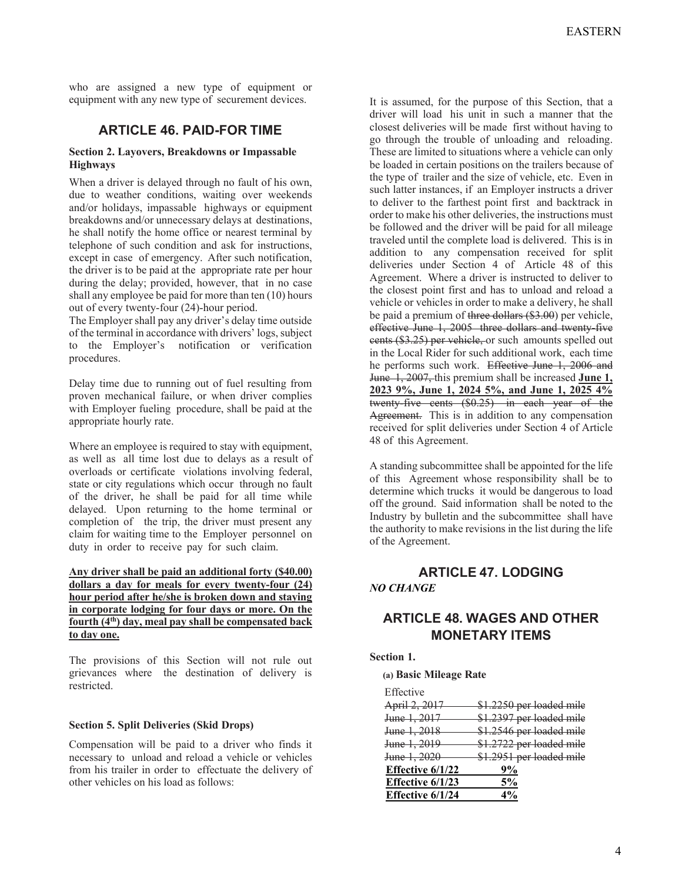who are assigned a new type of equipment or equipment with any new type of securement devices.

## ARTICLE 46. PAID-FOR TIME

### Section 2. Layovers, Breakdowns or Impassable Highways

When a driver is delayed through no fault of his own, due to weather conditions, waiting over weekends and/or holidays, impassable highways or equipment breakdowns and/or unnecessary delays at destinations, he shall notify the home office or nearest terminal by telephone of such condition and ask for instructions, except in case of emergency. After such notification, the driver is to be paid at the appropriate rate per hour during the delay; provided, however, that in no case shall any employee be paid for more than ten (10) hours out of every twenty-four (24)-hour period.
The Employer shall pay any driver's delay time outside of the terminal in accordance with drivers' logs, subject to the Employer's notification or verification procedures.

Delay time due to running out of fuel resulting from proven mechanical failure, or when driver complies with Employer fueling procedure, shall be paid at the appropriate hourly rate.

Where an employee is required to stay with equipment, as well as all time lost due to delays as a result of overloads or certificate violations involving federal, state or city regulations which occur through no fault of the driver, he shall be paid for all time while delayed. Upon returning to the home terminal or completion of the trip, the driver must present any claim for waiting time to the Employer personnel on duty in order to receive pay for such claim.

<u>**Any driver shall be paid an additional forty ($40.00) dollars a day for meals for every twenty-four (24) hour period after he/she is broken down and staying in corporate lodging for four days or more. On the fourth (4th) day, meal pay shall be compensated back to day one.**</u>

The provisions of this Section will not rule out grievances where the destination of delivery is restricted.

### Section 5. Split Deliveries (Skid Drops)

Compensation will be paid to a driver who finds it necessary to unload and reload a vehicle or vehicles from his trailer in order to effectuate the delivery of other vehicles on his load as follows:

It is assumed, for the purpose of this Section, that a driver will load his unit in such a manner that the closest deliveries will be made first without having to go through the trouble of unloading and reloading. These are limited to situations where a vehicle can only be loaded in certain positions on the trailers because of the type of trailer and the size of vehicle, etc. Even in such latter instances, if an Employer instructs a driver to deliver to the farthest point first and backtrack in order to make his other deliveries, the instructions must be followed and the driver will be paid for all mileage traveled until the complete load is delivered. This is in addition to any compensation received for split deliveries under Section 4 of Article 48 of this Agreement. Where a driver is instructed to deliver to the closest point first and has to unload and reload a vehicle or vehicles in order to make a delivery, he shall be paid a premium of ~~three dollars ($3.00)~~ per vehicle, ~~effective June 1, 2005 three dollars and twenty-five cents ($3.25) per vehicle,~~ or such amounts spelled out in the Local Rider for such additional work, each time he performs such work. ~~Effective June 1, 2006 and June 1, 2007,~~ this premium shall be increased <u>**June 1, 2023 9%, June 1, 2024 5%, and June 1, 2025 4%**</u> ~~twenty-five cents ($0.25) in each year of the Agreement.~~ This is in addition to any compensation received for split deliveries under Section 4 of Article 48 of this Agreement.

A standing subcommittee shall be appointed for the life of this Agreement whose responsibility shall be to determine which trucks it would be dangerous to load off the ground. Said information shall be noted to the Industry by bulletin and the subcommittee shall have the authority to make revisions in the list during the life of the Agreement.

## ARTICLE 47. LODGING

***NO CHANGE***

## ARTICLE 48. WAGES AND OTHER MONETARY ITEMS

### Section 1.

**(a) Basic Mileage Rate**

| Effective | |
|---|---|
| ~~April 2, 2017~~ | ~~$1.2250 per loaded mile~~ |
| ~~June 1, 2017~~ | ~~$1.2397 per loaded mile~~ |
| ~~June 1, 2018~~ | ~~$1.2546 per loaded mile~~ |
| ~~June 1, 2019~~ | ~~$1.2722 per loaded mile~~ |
| ~~June 1, 2020~~ | ~~$1.2951 per loaded mile~~ |
| <u>**Effective 6/1/22**</u> | <u>**9%**</u> |
| <u>**Effective 6/1/23**</u> | <u>**5%**</u> |
| <u>**Effective 6/1/24**</u> | <u>**4%**</u> |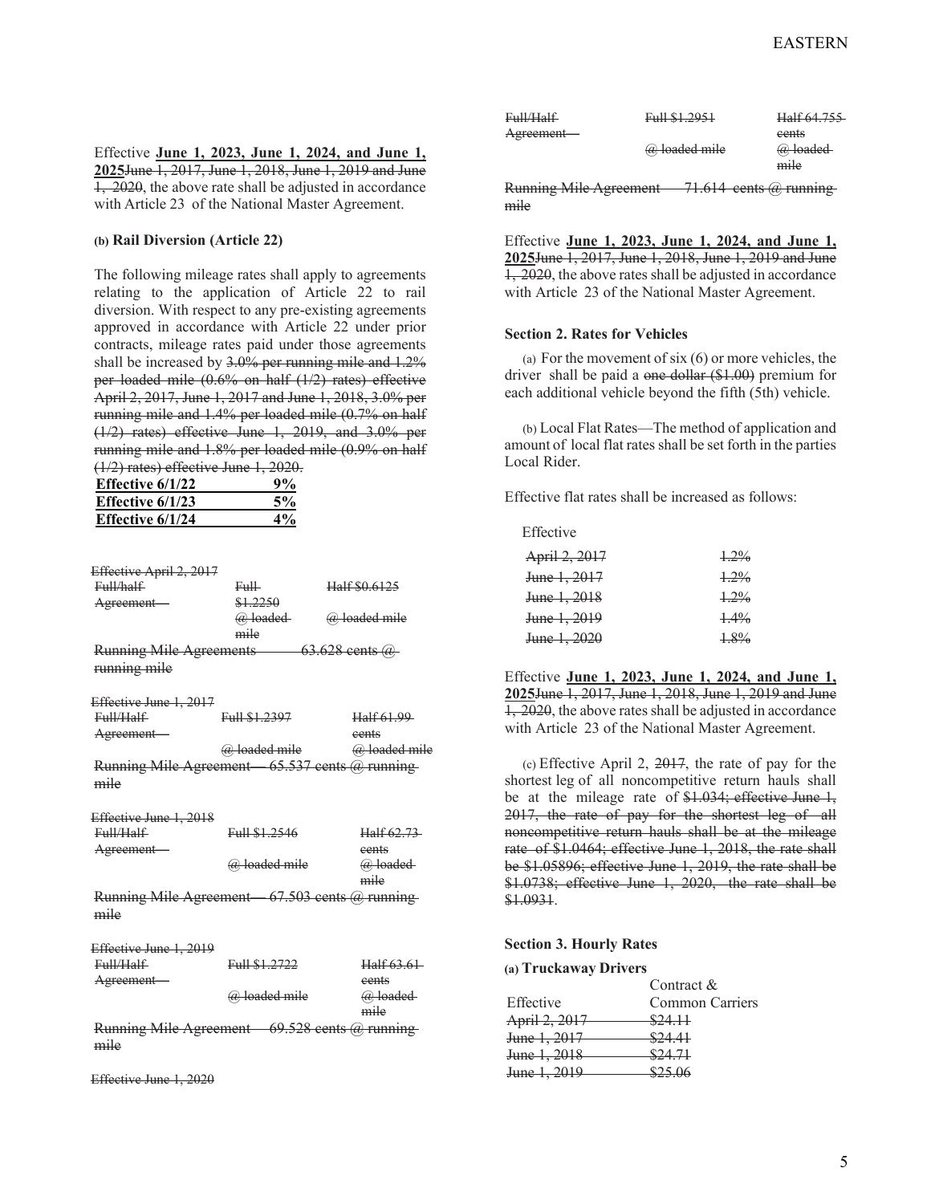Effective **June 1, 2023, June 1, 2024, and June 1, 2025**~~June 1, 2017, June 1, 2018, June 1, 2019 and June 1, 2020~~, the above rate shall be adjusted in accordance with Article 23 of the National Master Agreement.

**(b) Rail Diversion (Article 22)**

The following mileage rates shall apply to agreements relating to the application of Article 22 to rail diversion. With respect to any pre-existing agreements approved in accordance with Article 22 under prior contracts, mileage rates paid under those agreements shall be increased by ~~3.0% per running mile and 1.2% per loaded mile (0.6% on half (1/2) rates) effective April 2, 2017, June 1, 2017 and June 1, 2018, 3.0% per running mile and 1.4% per loaded mile (0.7% on half (1/2) rates) effective June 1, 2019, and 3.0% per running mile and 1.8% per loaded mile (0.9% on half (1/2) rates) effective June 1, 2020.~~

| **Effective 6/1/22** | **9%** |
|---|---|
| **Effective 6/1/23** | **5%** |
| **Effective 6/1/24** | **4%** |

~~Effective April 2, 2017~~

| | | |
|---|---|---|
| ~~Full/half Agreement—~~ | ~~Full $1.2250 @ loaded mile~~ | ~~Half $0.6125 @ loaded mile~~ |

~~Running Mile Agreements — 63.628 cents @ running mile~~

~~Effective June 1, 2017~~

| | | |
|---|---|---|
| ~~Full/Half Agreement—~~ | ~~Full $1.2397 @ loaded mile~~ | ~~Half 61.99 cents @ loaded mile~~ |

~~Running Mile Agreement— 65.537 cents @ running mile~~

~~Effective June 1, 2018~~

| | | |
|---|---|---|
| ~~Full/Half Agreement—~~ | ~~Full $1.2546 @ loaded mile~~ | ~~Half 62.73 cents @ loaded mile~~ |

~~Running Mile Agreement— 67.503 cents @ running mile~~

~~Effective June 1, 2019~~

| | | |
|---|---|---|
| ~~Full/Half Agreement—~~ | ~~Full $1.2722 @ loaded mile~~ | ~~Half 63.61 cents @ loaded mile~~ |

~~Running Mile Agreement — 69.528 cents @ running mile~~

~~Effective June 1, 2020~~

| | | |
|---|---|---|
| ~~Full/Half Agreement—~~ | ~~Full $1.2951 @ loaded mile~~ | ~~Half 64.755 cents @ loaded mile~~ |

~~Running Mile Agreement — 71.614 cents @ running mile~~

Effective **June 1, 2023, June 1, 2024, and June 1, 2025**~~June 1, 2017, June 1, 2018, June 1, 2019 and June 1, 2020~~, the above rates shall be adjusted in accordance with Article 23 of the National Master Agreement.

**Section 2. Rates for Vehicles**

(a) For the movement of six (6) or more vehicles, the driver shall be paid a ~~one dollar ($1.00)~~ premium for each additional vehicle beyond the fifth (5th) vehicle.

(b) Local Flat Rates—The method of application and amount of local flat rates shall be set forth in the parties Local Rider.

Effective flat rates shall be increased as follows:

| Effective | |
|---|---|
| ~~April 2, 2017~~ | ~~1.2%~~ |
| ~~June 1, 2017~~ | ~~1.2%~~ |
| ~~June 1, 2018~~ | ~~1.2%~~ |
| ~~June 1, 2019~~ | ~~1.4%~~ |
| ~~June 1, 2020~~ | ~~1.8%~~ |

Effective **June 1, 2023, June 1, 2024, and June 1, 2025**~~June 1, 2017, June 1, 2018, June 1, 2019 and June 1, 2020~~, the above rates shall be adjusted in accordance with Article 23 of the National Master Agreement.

(c) Effective April 2, ~~2017~~, the rate of pay for the shortest leg of all noncompetitive return hauls shall be at the mileage rate of ~~$1.034; effective June 1, 2017, the rate of pay for the shortest leg of all noncompetitive return hauls shall be at the mileage rate of $1.0464; effective June 1, 2018, the rate shall be $1.05896; effective June 1, 2019, the rate shall be $1.0738; effective June 1, 2020, the rate shall be $1.0931~~.

**Section 3. Hourly Rates**

**(a) Truckaway Drivers**

| Effective | Contract & Common Carriers |
|---|---|
| ~~April 2, 2017~~ | ~~$24.11~~ |
| ~~June 1, 2017~~ | ~~$24.41~~ |
| ~~June 1, 2018~~ | ~~$24.71~~ |
| ~~June 1, 2019~~ | ~~$25.06~~ |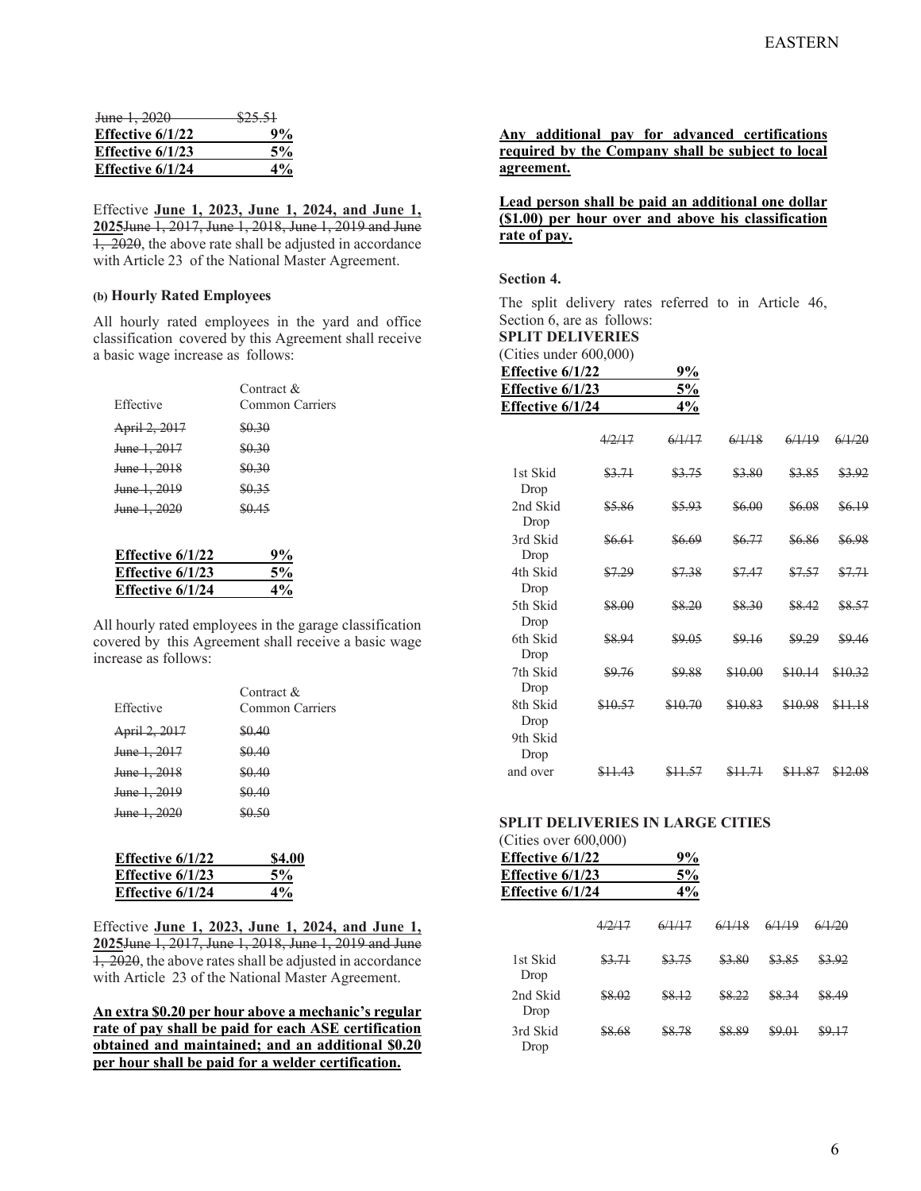| | |
|---|---|
| ~~June 1, 2020~~ | ~~$25.51~~ |
| **Effective 6/1/22** | **9%** |
| **Effective 6/1/23** | **5%** |
| **Effective 6/1/24** | **4%** |

Effective **June 1, 2023, June 1, 2024, and June 1, 2025**~~June 1, 2017, June 1, 2018, June 1, 2019 and June 1, 2020~~, the above rate shall be adjusted in accordance with Article 23 of the National Master Agreement.

**(b) Hourly Rated Employees**

All hourly rated employees in the yard and office classification covered by this Agreement shall receive a basic wage increase as follows:

| Effective | Contract & Common Carriers |
|---|---|
| ~~April 2, 2017~~ | ~~$0.30~~ |
| ~~June 1, 2017~~ | ~~$0.30~~ |
| ~~June 1, 2018~~ | ~~$0.30~~ |
| ~~June 1, 2019~~ | ~~$0.35~~ |
| ~~June 1, 2020~~ | ~~$0.45~~ |

| | |
|---|---|
| **Effective 6/1/22** | **9%** |
| **Effective 6/1/23** | **5%** |
| **Effective 6/1/24** | **4%** |

All hourly rated employees in the garage classification covered by this Agreement shall receive a basic wage increase as follows:

| Effective | Contract & Common Carriers |
|---|---|
| ~~April 2, 2017~~ | ~~$0.40~~ |
| ~~June 1, 2017~~ | ~~$0.40~~ |
| ~~June 1, 2018~~ | ~~$0.40~~ |
| ~~June 1, 2019~~ | ~~$0.40~~ |
| ~~June 1, 2020~~ | ~~$0.50~~ |

| | |
|---|---|
| **Effective 6/1/22** | **$4.00** |
| **Effective 6/1/23** | **5%** |
| **Effective 6/1/24** | **4%** |

Effective **June 1, 2023, June 1, 2024, and June 1, 2025**~~June 1, 2017, June 1, 2018, June 1, 2019 and June 1, 2020~~, the above rates shall be adjusted in accordance with Article 23 of the National Master Agreement.

**An extra $0.20 per hour above a mechanic's regular rate of pay shall be paid for each ASE certification obtained and maintained; and an additional $0.20 per hour shall be paid for a welder certification.**

**Any additional pay for advanced certifications required by the Company shall be subject to local agreement.**

**Lead person shall be paid an additional one dollar ($1.00) per hour over and above his classification rate of pay.**

**Section 4.**

The split delivery rates referred to in Article 46, Section 6, are as follows:

**SPLIT DELIVERIES**

(Cities under 600,000)

| | |
|---|---|
| **Effective 6/1/22** | **9%** |
| **Effective 6/1/23** | **5%** |
| **Effective 6/1/24** | **4%** |

| | ~~4/2/17~~ | ~~6/1/17~~ | ~~6/1/18~~ | ~~6/1/19~~ | ~~6/1/20~~ |
|---|---|---|---|---|---|
| 1st Skid Drop | ~~$3.71~~ | ~~$3.75~~ | ~~$3.80~~ | ~~$3.85~~ | ~~$3.92~~ |
| 2nd Skid Drop | ~~$5.86~~ | ~~$5.93~~ | ~~$6.00~~ | ~~$6.08~~ | ~~$6.19~~ |
| 3rd Skid Drop | ~~$6.61~~ | ~~$6.69~~ | ~~$6.77~~ | ~~$6.86~~ | ~~$6.98~~ |
| 4th Skid Drop | ~~$7.29~~ | ~~$7.38~~ | ~~$7.47~~ | ~~$7.57~~ | ~~$7.71~~ |
| 5th Skid Drop | ~~$8.00~~ | ~~$8.20~~ | ~~$8.30~~ | ~~$8.42~~ | ~~$8.57~~ |
| 6th Skid Drop | ~~$8.94~~ | ~~$9.05~~ | ~~$9.16~~ | ~~$9.29~~ | ~~$9.46~~ |
| 7th Skid Drop | ~~$9.76~~ | ~~$9.88~~ | ~~$10.00~~ | ~~$10.14~~ | ~~$10.32~~ |
| 8th Skid Drop | ~~$10.57~~ | ~~$10.70~~ | ~~$10.83~~ | ~~$10.98~~ | ~~$11.18~~ |
| 9th Skid Drop and over | ~~$11.43~~ | ~~$11.57~~ | ~~$11.71~~ | ~~$11.87~~ | ~~$12.08~~ |

**SPLIT DELIVERIES IN LARGE CITIES**

(Cities over 600,000)

| | |
|---|---|
| **Effective 6/1/22** | **9%** |
| **Effective 6/1/23** | **5%** |
| **Effective 6/1/24** | **4%** |

| | ~~4/2/17~~ | ~~6/1/17~~ | ~~6/1/18~~ | ~~6/1/19~~ | ~~6/1/20~~ |
|---|---|---|---|---|---|
| 1st Skid Drop | ~~$3.71~~ | ~~$3.75~~ | ~~$3.80~~ | ~~$3.85~~ | ~~$3.92~~ |
| 2nd Skid Drop | ~~$8.02~~ | ~~$8.12~~ | ~~$8.22~~ | ~~$8.34~~ | ~~$8.49~~ |
| 3rd Skid Drop | ~~$8.68~~ | ~~$8.78~~ | ~~$8.89~~ | ~~$9.01~~ | ~~$9.17~~ |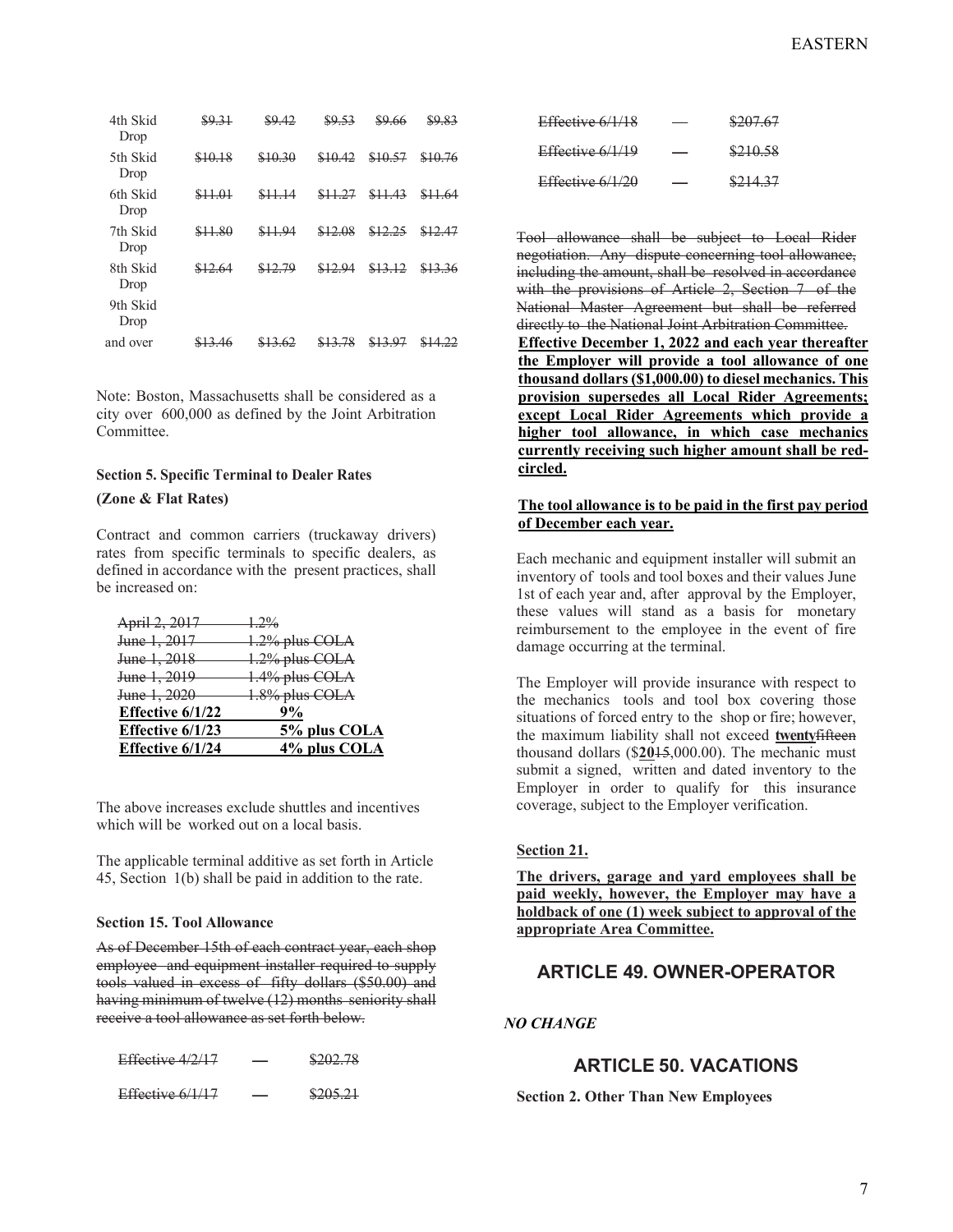| | | | | | |
|---|---|---|---|---|---|
| 4th Skid Drop | ~~$9.31~~ | ~~$9.42~~ | ~~$9.53~~ | ~~$9.66~~ | ~~$9.83~~ |
| 5th Skid Drop | ~~$10.18~~ | ~~$10.30~~ | ~~$10.42~~ | ~~$10.57~~ | ~~$10.76~~ |
| 6th Skid Drop | ~~$11.01~~ | ~~$11.14~~ | ~~$11.27~~ | ~~$11.43~~ | ~~$11.64~~ |
| 7th Skid Drop | ~~$11.80~~ | ~~$11.94~~ | ~~$12.08~~ | ~~$12.25~~ | ~~$12.47~~ |
| 8th Skid Drop | ~~$12.64~~ | ~~$12.79~~ | ~~$12.94~~ | ~~$13.12~~ | ~~$13.36~~ |
| 9th Skid Drop and over | ~~$13.46~~ | ~~$13.62~~ | ~~$13.78~~ | ~~$13.97~~ | ~~$14.22~~ |

Note: Boston, Massachusetts shall be considered as a city over 600,000 as defined by the Joint Arbitration Committee.

**Section 5. Specific Terminal to Dealer Rates**

**(Zone & Flat Rates)**

Contract and common carriers (truckaway drivers) rates from specific terminals to specific dealers, as defined in accordance with the present practices, shall be increased on:

| | |
|---|---|
| ~~April 2, 2017~~ | ~~1.2%~~ |
| ~~June 1, 2017~~ | ~~1.2% plus COLA~~ |
| ~~June 1, 2018~~ | ~~1.2% plus COLA~~ |
| ~~June 1, 2019~~ | ~~1.4% plus COLA~~ |
| ~~June 1, 2020~~ | ~~1.8% plus COLA~~ |
| **Effective 6/1/22** | **9%** |
| **Effective 6/1/23** | **5% plus COLA** |
| **Effective 6/1/24** | **4% plus COLA** |

The above increases exclude shuttles and incentives which will be worked out on a local basis.

The applicable terminal additive as set forth in Article 45, Section 1(b) shall be paid in addition to the rate.

**Section 15. Tool Allowance**

~~As of December 15th of each contract year, each shop employee and equipment installer required to supply tools valued in excess of fifty dollars ($50.00) and having minimum of twelve (12) months seniority shall receive a tool allowance as set forth below.~~

| | | |
|---|---|---|
| ~~Effective 4/2/17~~ | ~~—~~ | ~~$202.78~~ |
| ~~Effective 6/1/17~~ | ~~—~~ | ~~$205.21~~ |
| ~~Effective 6/1/18~~ | ~~—~~ | ~~$207.67~~ |
| ~~Effective 6/1/19~~ | ~~—~~ | ~~$210.58~~ |
| ~~Effective 6/1/20~~ | ~~—~~ | ~~$214.37~~ |

~~Tool allowance shall be subject to Local Rider negotiation. Any dispute concerning tool allowance, including the amount, shall be resolved in accordance with the provisions of Article 2, Section 7 of the National Master Agreement but shall be referred directly to the National Joint Arbitration Committee.~~

**Effective December 1, 2022 and each year thereafter the Employer will provide a tool allowance of one thousand dollars ($1,000.00) to diesel mechanics. This provision supersedes all Local Rider Agreements; except Local Rider Agreements which provide a higher tool allowance, in which case mechanics currently receiving such higher amount shall be red-circled.**

**The tool allowance is to be paid in the first pay period of December each year.**

Each mechanic and equipment installer will submit an inventory of tools and tool boxes and their values June 1st of each year and, after approval by the Employer, these values will stand as a basis for monetary reimbursement to the employee in the event of fire damage occurring at the terminal.

The Employer will provide insurance with respect to the mechanics tools and tool box covering those situations of forced entry to the shop or fire; however, the maximum liability shall not exceed **twenty**~~fifteen~~ thousand dollars ($**20**~~15~~,000.00). The mechanic must submit a signed, written and dated inventory to the Employer in order to qualify for this insurance coverage, subject to the Employer verification.

**Section 21.**

**The drivers, garage and yard employees shall be paid weekly, however, the Employer may have a holdback of one (1) week subject to approval of the appropriate Area Committee.**

## ARTICLE 49. OWNER-OPERATOR

***NO CHANGE***

## ARTICLE 50. VACATIONS

**Section 2. Other Than New Employees**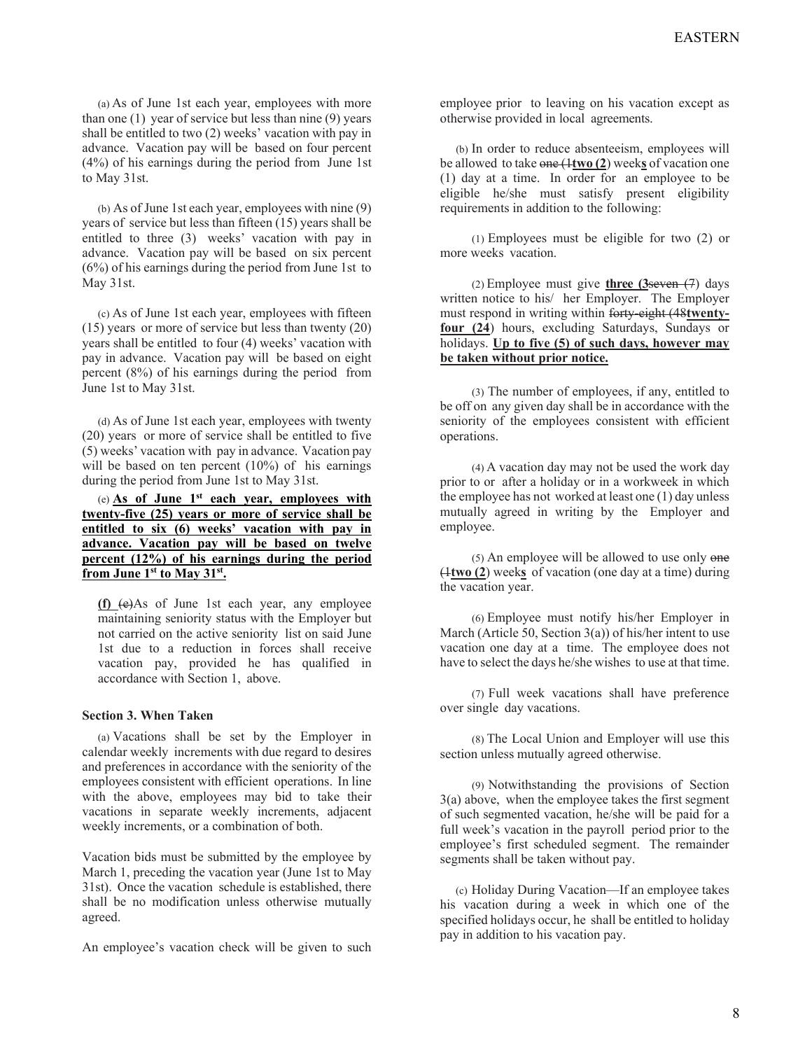(a) As of June 1st each year, employees with more than one (1) year of service but less than nine (9) years shall be entitled to two (2) weeks' vacation with pay in advance. Vacation pay will be based on four percent (4%) of his earnings during the period from June 1st to May 31st.

(b) As of June 1st each year, employees with nine (9) years of service but less than fifteen (15) years shall be entitled to three (3) weeks' vacation with pay in advance. Vacation pay will be based on six percent (6%) of his earnings during the period from June 1st to May 31st.

(c) As of June 1st each year, employees with fifteen (15) years or more of service but less than twenty (20) years shall be entitled to four (4) weeks' vacation with pay in advance. Vacation pay will be based on eight percent (8%) of his earnings during the period from June 1st to May 31st.

(d) As of June 1st each year, employees with twenty (20) years or more of service shall be entitled to five (5) weeks' vacation with pay in advance. Vacation pay will be based on ten percent (10%) of his earnings during the period from June 1st to May 31st.

(e) **As of June 1st each year, employees with twenty-five (25) years or more of service shall be entitled to six (6) weeks' vacation with pay in advance. Vacation pay will be based on twelve percent (12%) of his earnings during the period from June 1st to May 31st.**

**(f)** ~~(e)~~As of June 1st each year, any employee maintaining seniority status with the Employer but not carried on the active seniority list on said June 1st due to a reduction in forces shall receive vacation pay, provided he has qualified in accordance with Section 1, above.

**Section 3. When Taken**

(a) Vacations shall be set by the Employer in calendar weekly increments with due regard to desires and preferences in accordance with the seniority of the employees consistent with efficient operations. In line with the above, employees may bid to take their vacations in separate weekly increments, adjacent weekly increments, or a combination of both.

Vacation bids must be submitted by the employee by March 1, preceding the vacation year (June 1st to May 31st). Once the vacation schedule is established, there shall be no modification unless otherwise mutually agreed.

An employee's vacation check will be given to such employee prior to leaving on his vacation except as otherwise provided in local agreements.

(b) In order to reduce absenteeism, employees will be allowed to take ~~one (1~~**two (2**) week**s** of vacation one (1) day at a time. In order for an employee to be eligible he/she must satisfy present eligibility requirements in addition to the following:

(1) Employees must be eligible for two (2) or more weeks vacation.

(2) Employee must give **three (3**~~seven (7~~) days written notice to his/ her Employer. The Employer must respond in writing within ~~forty-eight (48~~**twenty-four (24**) hours, excluding Saturdays, Sundays or holidays. **Up to five (5) of such days, however may be taken without prior notice.**

(3) The number of employees, if any, entitled to be off on any given day shall be in accordance with the seniority of the employees consistent with efficient operations.

(4) A vacation day may not be used the work day prior to or after a holiday or in a workweek in which the employee has not worked at least one (1) day unless mutually agreed in writing by the Employer and employee.

(5) An employee will be allowed to use only ~~one (1~~**two (2**) week**s** of vacation (one day at a time) during the vacation year.

(6) Employee must notify his/her Employer in March (Article 50, Section 3(a)) of his/her intent to use vacation one day at a time. The employee does not have to select the days he/she wishes to use at that time.

(7) Full week vacations shall have preference over single day vacations.

(8) The Local Union and Employer will use this section unless mutually agreed otherwise.

(9) Notwithstanding the provisions of Section 3(a) above, when the employee takes the first segment of such segmented vacation, he/she will be paid for a full week's vacation in the payroll period prior to the employee's first scheduled segment. The remainder segments shall be taken without pay.

(c) Holiday During Vacation—If an employee takes his vacation during a week in which one of the specified holidays occur, he shall be entitled to holiday pay in addition to his vacation pay.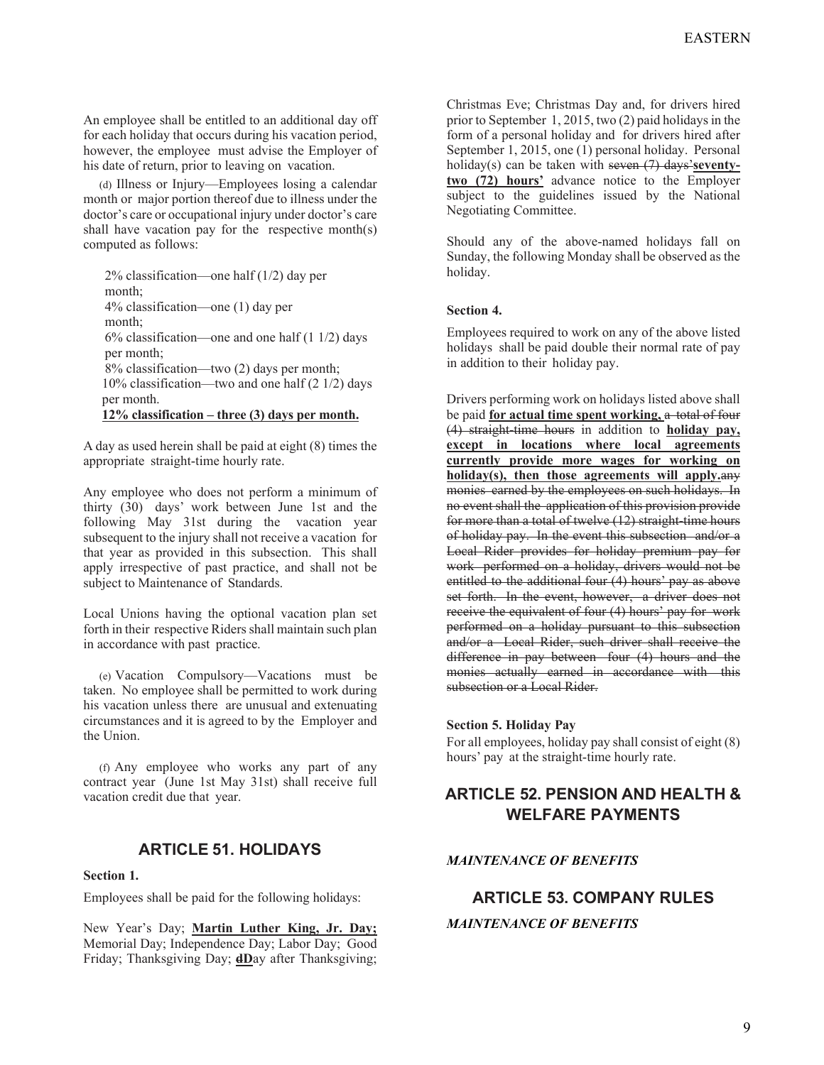An employee shall be entitled to an additional day off for each holiday that occurs during his vacation period, however, the employee must advise the Employer of his date of return, prior to leaving on vacation.

(d) Illness or Injury—Employees losing a calendar month or major portion thereof due to illness under the doctor's care or occupational injury under doctor's care shall have vacation pay for the respective month(s) computed as follows:

2% classification—one half (1/2) day per month;
4% classification—one (1) day per month;
6% classification—one and one half (1 1/2) days per month;
8% classification—two (2) days per month;
10% classification—two and one half (2 1/2) days per month.
**<u>12% classification – three (3) days per month.</u>**

A day as used herein shall be paid at eight (8) times the appropriate straight-time hourly rate.

Any employee who does not perform a minimum of thirty (30) days' work between June 1st and the following May 31st during the vacation year subsequent to the injury shall not receive a vacation for that year as provided in this subsection. This shall apply irrespective of past practice, and shall not be subject to Maintenance of Standards.

Local Unions having the optional vacation plan set forth in their respective Riders shall maintain such plan in accordance with past practice.

(e) Vacation Compulsory—Vacations must be taken. No employee shall be permitted to work during his vacation unless there are unusual and extenuating circumstances and it is agreed to by the Employer and the Union.

(f) Any employee who works any part of any contract year (June 1st May 31st) shall receive full vacation credit due that year.

## ARTICLE 51. HOLIDAYS

**Section 1.**

Employees shall be paid for the following holidays:

New Year's Day; **<u>Martin Luther King, Jr. Day;</u>** Memorial Day; Independence Day; Labor Day; Good Friday; Thanksgiving Day; ~~d~~**<u>D</u>**ay after Thanksgiving; Christmas Eve; Christmas Day and, for drivers hired prior to September 1, 2015, two (2) paid holidays in the form of a personal holiday and for drivers hired after September 1, 2015, one (1) personal holiday. Personal holiday(s) can be taken with ~~seven (7) days'~~**<u>seventy-two (72) hours'</u>** advance notice to the Employer subject to the guidelines issued by the National Negotiating Committee.

Should any of the above-named holidays fall on Sunday, the following Monday shall be observed as the holiday.

**Section 4.**

Employees required to work on any of the above listed holidays shall be paid double their normal rate of pay in addition to their holiday pay.

Drivers performing work on holidays listed above shall be paid **<u>for actual time spent working,</u>** ~~a total of four (4) straight-time hours~~ in addition to **<u>holiday pay, except in locations where local agreements currently provide more wages for working on holiday(s), then those agreements will apply.</u>**~~any monies earned by the employees on such holidays. In no event shall the application of this provision provide for more than a total of twelve (12) straight-time hours of holiday pay. In the event this subsection and/or a Local Rider provides for holiday premium pay for work performed on a holiday, drivers would not be entitled to the additional four (4) hours' pay as above set forth. In the event, however, a driver does not receive the equivalent of four (4) hours' pay for work performed on a holiday pursuant to this subsection and/or a Local Rider, such driver shall receive the difference in pay between four (4) hours and the monies actually earned in accordance with this subsection or a Local Rider.~~

**Section 5. Holiday Pay**

For all employees, holiday pay shall consist of eight (8) hours' pay at the straight-time hourly rate.

## ARTICLE 52. PENSION AND HEALTH & WELFARE PAYMENTS

***MAINTENANCE OF BENEFITS***

## ARTICLE 53. COMPANY RULES

***MAINTENANCE OF BENEFITS***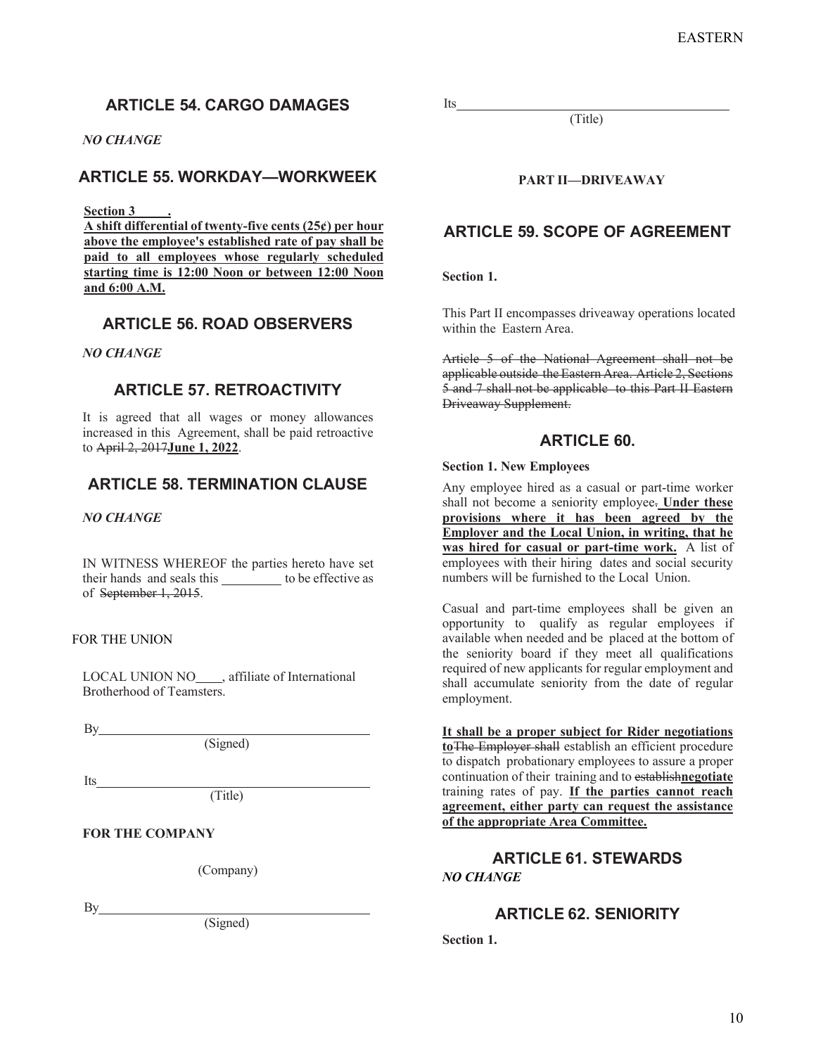## ARTICLE 54. CARGO DAMAGES

*NO CHANGE*

## ARTICLE 55. WORKDAY—WORKWEEK

**Section 3 .**

**A shift differential of twenty-five cents (25¢) per hour above the employee's established rate of pay shall be paid to all employees whose regularly scheduled starting time is 12:00 Noon or between 12:00 Noon and 6:00 A.M.**

## ARTICLE 56. ROAD OBSERVERS

*NO CHANGE*

## ARTICLE 57. RETROACTIVITY

It is agreed that all wages or money allowances increased in this Agreement, shall be paid retroactive to ~~April 2, 2017~~**June 1, 2022**.

## ARTICLE 58. TERMINATION CLAUSE

*NO CHANGE*

IN WITNESS WHEREOF the parties hereto have set their hands and seals this _________ to be effective as of ~~September 1, 2015~~.

FOR THE UNION

LOCAL UNION NO____, affiliate of International Brotherhood of Teamsters.

By_________________________________________
(Signed)

Its_________________________________________
(Title)

**FOR THE COMPANY**

(Company)

By_________________________________________
(Signed)

Its_________________________________________
(Title)

**PART II—DRIVEAWAY**

## ARTICLE 59. SCOPE OF AGREEMENT

**Section 1.**

This Part II encompasses driveaway operations located within the Eastern Area.

~~Article 5 of the National Agreement shall not be applicable outside the Eastern Area. Article 2, Sections 5 and 7 shall not be applicable to this Part II Eastern Driveaway Supplement.~~

## ARTICLE 60.

**Section 1. New Employees**

Any employee hired as a casual or part-time worker shall not become a seniority employee~~.~~ **Under these provisions where it has been agreed by the Employer and the Local Union, in writing, that he was hired for casual or part-time work.** A list of employees with their hiring dates and social security numbers will be furnished to the Local Union.

Casual and part-time employees shall be given an opportunity to qualify as regular employees if available when needed and be placed at the bottom of the seniority board if they meet all qualifications required of new applicants for regular employment and shall accumulate seniority from the date of regular employment.

**It shall be a proper subject for Rider negotiations to**~~The Employer shall~~ establish an efficient procedure to dispatch probationary employees to assure a proper continuation of their training and to ~~establish~~**negotiate** training rates of pay. **If the parties cannot reach agreement, either party can request the assistance of the appropriate Area Committee.**

## ARTICLE 61. STEWARDS

*NO CHANGE*

## ARTICLE 62. SENIORITY

**Section 1.**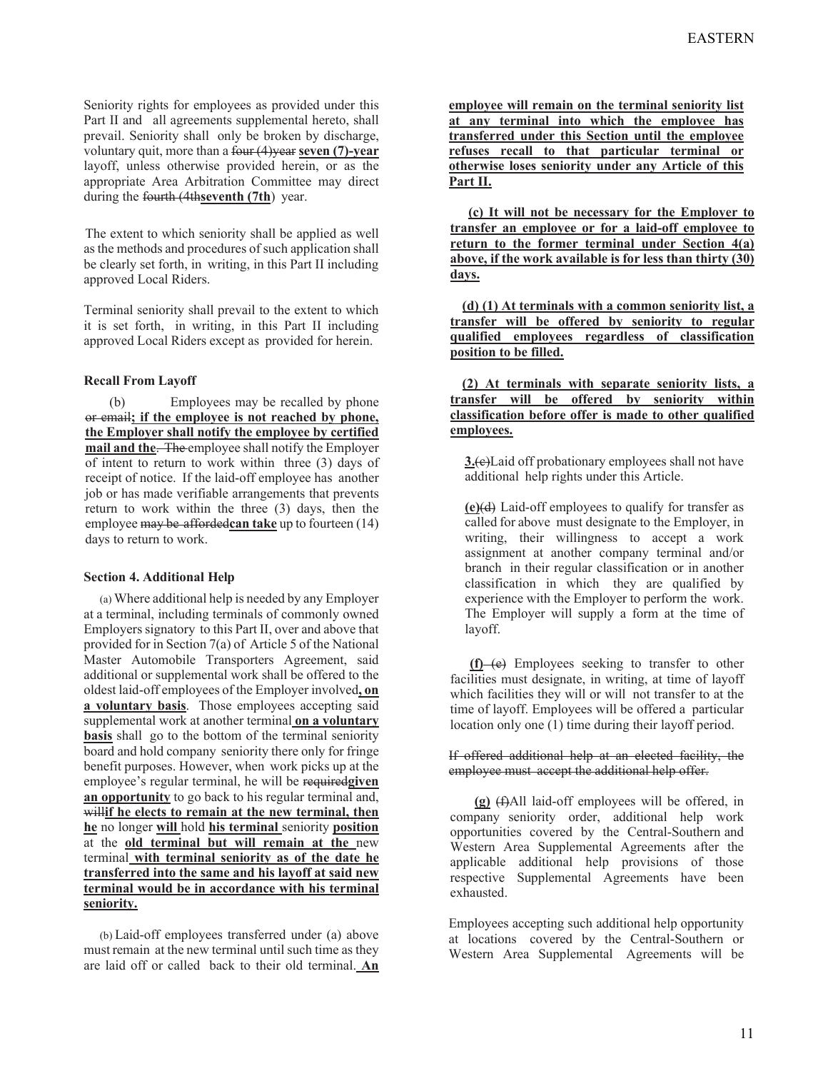Seniority rights for employees as provided under this Part II and all agreements supplemental hereto, shall prevail. Seniority shall only be broken by discharge, voluntary quit, more than a ~~four (4)year~~ **seven (7)-year** layoff, unless otherwise provided herein, or as the appropriate Area Arbitration Committee may direct during the ~~fourth (4th~~**seventh (7th**) year.

The extent to which seniority shall be applied as well as the methods and procedures of such application shall be clearly set forth, in writing, in this Part II including approved Local Riders.

Terminal seniority shall prevail to the extent to which it is set forth, in writing, in this Part II including approved Local Riders except as provided for herein.

**Recall From Layoff**

(b) Employees may be recalled by phone ~~or email~~**; if the employee is not reached by phone, the Employer shall notify the employee by certified mail and the**~~. The~~ employee shall notify the Employer of intent to return to work within three (3) days of receipt of notice. If the laid-off employee has another job or has made verifiable arrangements that prevents return to work within the three (3) days, then the employee ~~may be afforded~~**can take** up to fourteen (14) days to return to work.

**Section 4. Additional Help**

(a) Where additional help is needed by any Employer at a terminal, including terminals of commonly owned Employers signatory to this Part II, over and above that provided for in Section 7(a) of Article 5 of the National Master Automobile Transporters Agreement, said additional or supplemental work shall be offered to the oldest laid-off employees of the Employer involved**, on a voluntary basis**. Those employees accepting said supplemental work at another terminal **on a voluntary basis** shall go to the bottom of the terminal seniority board and hold company seniority there only for fringe benefit purposes. However, when work picks up at the employee's regular terminal, he will be ~~required~~**given an opportunity** to go back to his regular terminal and, ~~will~~**if he elects to remain at the new terminal, then he** no longer **will** hold **his terminal** seniority **position** at the **old terminal but will remain at the** new terminal **with terminal seniority as of the date he transferred into the same and his layoff at said new terminal would be in accordance with his terminal seniority.**

(b) Laid-off employees transferred under (a) above must remain at the new terminal until such time as they are laid off or called back to their old terminal. **An employee will remain on the terminal seniority list at any terminal into which the employee has transferred under this Section until the employee refuses recall to that particular terminal or otherwise loses seniority under any Article of this Part II.**

**(c) It will not be necessary for the Employer to transfer an employee or for a laid-off employee to return to the former terminal under Section 4(a) above, if the work available is for less than thirty (30) days.**

**(d) (1) At terminals with a common seniority list, a transfer will be offered by seniority to regular qualified employees regardless of classification position to be filled.**

**(2) At terminals with separate seniority lists, a transfer will be offered by seniority within classification before offer is made to other qualified employees.**

**3.**~~(c)~~Laid off probationary employees shall not have additional help rights under this Article.

**(e)**~~(d)~~ Laid-off employees to qualify for transfer as called for above must designate to the Employer, in writing, their willingness to accept a work assignment at another company terminal and/or branch in their regular classification or in another classification in which they are qualified by experience with the Employer to perform the work. The Employer will supply a form at the time of layoff.

**(f)** ~~(e)~~ Employees seeking to transfer to other facilities must designate, in writing, at time of layoff which facilities they will or will not transfer to at the time of layoff. Employees will be offered a particular location only one (1) time during their layoff period.

~~If offered additional help at an elected facility, the employee must accept the additional help offer.~~

**(g)** ~~(f)~~All laid-off employees will be offered, in company seniority order, additional help work opportunities covered by the Central-Southern and Western Area Supplemental Agreements after the applicable additional help provisions of those respective Supplemental Agreements have been exhausted.

Employees accepting such additional help opportunity at locations covered by the Central-Southern or Western Area Supplemental Agreements will be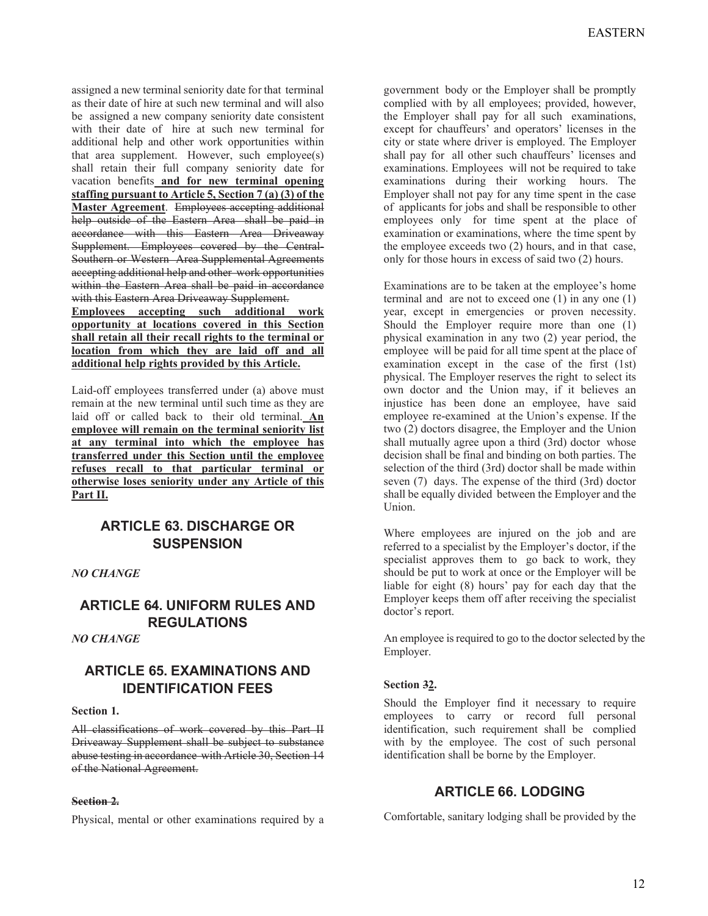assigned a new terminal seniority date for that terminal as their date of hire at such new terminal and will also be assigned a new company seniority date consistent with their date of hire at such new terminal for additional help and other work opportunities within that area supplement. However, such employee(s) shall retain their full company seniority date for vacation benefits **and for new terminal opening staffing pursuant to Article 5, Section 7 (a) (3) of the Master Agreement**. ~~Employees accepting additional help outside of the Eastern Area shall be paid in accordance with this Eastern Area Driveaway Supplement. Employees covered by the Central-Southern or Western Area Supplemental Agreements accepting additional help and other work opportunities within the Eastern Area shall be paid in accordance with this Eastern Area Driveaway Supplement.~~ **Employees accepting such additional work opportunity at locations covered in this Section shall retain all their recall rights to the terminal or location from which they are laid off and all additional help rights provided by this Article.**

Laid-off employees transferred under (a) above must remain at the new terminal until such time as they are laid off or called back to their old terminal. **An employee will remain on the terminal seniority list at any terminal into which the employee has transferred under this Section until the employee refuses recall to that particular terminal or otherwise loses seniority under any Article of this Part II.**

## ARTICLE 63. DISCHARGE OR SUSPENSION

*NO CHANGE*

## ARTICLE 64. UNIFORM RULES AND REGULATIONS

*NO CHANGE*

## ARTICLE 65. EXAMINATIONS AND IDENTIFICATION FEES

**Section 1.**

~~All classifications of work covered by this Part II Driveaway Supplement shall be subject to substance abuse testing in accordance with Article 30, Section 14 of the National Agreement.~~

~~**Section 2.**~~

Physical, mental or other examinations required by a government body or the Employer shall be promptly complied with by all employees; provided, however, the Employer shall pay for all such examinations, except for chauffeurs' and operators' licenses in the city or state where driver is employed. The Employer shall pay for all other such chauffeurs' licenses and examinations. Employees will not be required to take examinations during their working hours. The Employer shall not pay for any time spent in the case of applicants for jobs and shall be responsible to other employees only for time spent at the place of examination or examinations, where the time spent by the employee exceeds two (2) hours, and in that case, only for those hours in excess of said two (2) hours.

Examinations are to be taken at the employee's home terminal and are not to exceed one (1) in any one (1) year, except in emergencies or proven necessity. Should the Employer require more than one (1) physical examination in any two (2) year period, the employee will be paid for all time spent at the place of examination except in the case of the first (1st) physical. The Employer reserves the right to select its own doctor and the Union may, if it believes an injustice has been done an employee, have said employee re-examined at the Union's expense. If the two (2) doctors disagree, the Employer and the Union shall mutually agree upon a third (3rd) doctor whose decision shall be final and binding on both parties. The selection of the third (3rd) doctor shall be made within seven (7) days. The expense of the third (3rd) doctor shall be equally divided between the Employer and the Union.

Where employees are injured on the job and are referred to a specialist by the Employer's doctor, if the specialist approves them to go back to work, they should be put to work at once or the Employer will be liable for eight (8) hours' pay for each day that the Employer keeps them off after receiving the specialist doctor's report.

An employee is required to go to the doctor selected by the Employer.

**Section ~~3~~2.**

Should the Employer find it necessary to require employees to carry or record full personal identification, such requirement shall be complied with by the employee. The cost of such personal identification shall be borne by the Employer.

## ARTICLE 66. LODGING

Comfortable, sanitary lodging shall be provided by the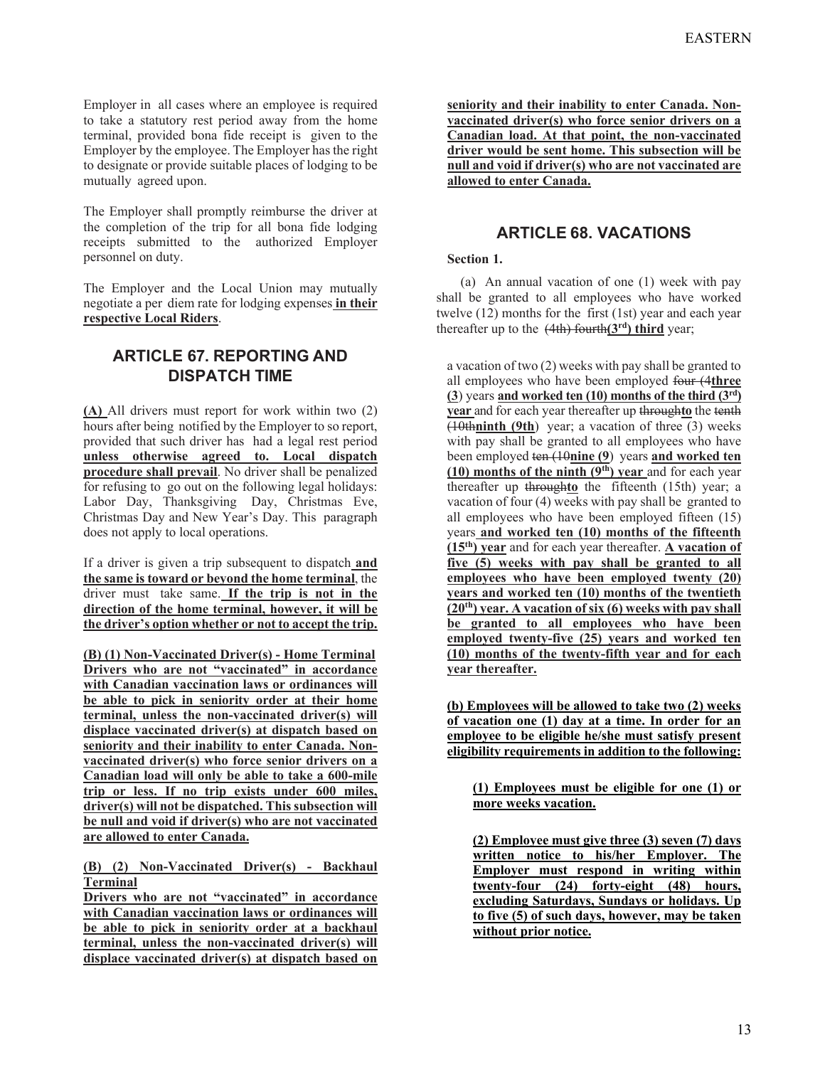Employer in all cases where an employee is required to take a statutory rest period away from the home terminal, provided bona fide receipt is given to the Employer by the employee. The Employer has the right to designate or provide suitable places of lodging to be mutually agreed upon.

The Employer shall promptly reimburse the driver at the completion of the trip for all bona fide lodging receipts submitted to the authorized Employer personnel on duty.

The Employer and the Local Union may mutually negotiate a per diem rate for lodging expenses **in their respective Local Riders**.

## ARTICLE 67. REPORTING AND DISPATCH TIME

**(A)** All drivers must report for work within two (2) hours after being notified by the Employer to so report, provided that such driver has had a legal rest period **unless otherwise agreed to. Local dispatch procedure shall prevail**. No driver shall be penalized for refusing to go out on the following legal holidays: Labor Day, Thanksgiving Day, Christmas Eve, Christmas Day and New Year's Day. This paragraph does not apply to local operations.

If a driver is given a trip subsequent to dispatch **and the same is toward or beyond the home terminal**, the driver must take same. **If the trip is not in the direction of the home terminal, however, it will be the driver's option whether or not to accept the trip.**

**(B) (1) Non-Vaccinated Driver(s) - Home Terminal**
**Drivers who are not "vaccinated" in accordance with Canadian vaccination laws or ordinances will be able to pick in seniority order at their home terminal, unless the non-vaccinated driver(s) will displace vaccinated driver(s) at dispatch based on seniority and their inability to enter Canada. Non-vaccinated driver(s) who force senior drivers on a Canadian load will only be able to take a 600-mile trip or less. If no trip exists under 600 miles, driver(s) will not be dispatched. This subsection will be null and void if driver(s) who are not vaccinated are allowed to enter Canada.**

**(B) (2) Non-Vaccinated Driver(s) - Backhaul Terminal**
**Drivers who are not "vaccinated" in accordance with Canadian vaccination laws or ordinances will be able to pick in seniority order at a backhaul terminal, unless the non-vaccinated driver(s) will displace vaccinated driver(s) at dispatch based on seniority and their inability to enter Canada. Non-vaccinated driver(s) who force senior drivers on a Canadian load. At that point, the non-vaccinated driver would be sent home. This subsection will be null and void if driver(s) who are not vaccinated are allowed to enter Canada.**

## ARTICLE 68. VACATIONS

**Section 1.**

(a) An annual vacation of one (1) week with pay shall be granted to all employees who have worked twelve (12) months for the first (1st) year and each year thereafter up to the ~~(4th) fourth~~**(3rd) third** year;

a vacation of two (2) weeks with pay shall be granted to all employees who have been employed ~~four (4~~**three (3**) years **and worked ten (10) months of the third (3rd) year** and for each year thereafter up ~~through~~**to** the ~~tenth (10th~~**ninth (9th**) year; a vacation of three (3) weeks with pay shall be granted to all employees who have been employed ~~ten (10~~**nine (9**) years **and worked ten (10) months of the ninth (9th) year** and for each year thereafter up ~~through~~**to** the fifteenth (15th) year; a vacation of four (4) weeks with pay shall be granted to all employees who have been employed fifteen (15) years **and worked ten (10) months of the fifteenth (15th) year** and for each year thereafter. **A vacation of five (5) weeks with pay shall be granted to all employees who have been employed twenty (20) years and worked ten (10) months of the twentieth (20th) year. A vacation of six (6) weeks with pay shall be granted to all employees who have been employed twenty-five (25) years and worked ten (10) months of the twenty-fifth year and for each year thereafter.**

**(b) Employees will be allowed to take two (2) weeks of vacation one (1) day at a time. In order for an employee to be eligible he/she must satisfy present eligibility requirements in addition to the following:**

**(1) Employees must be eligible for one (1) or more weeks vacation.**

**(2) Employee must give three (3) seven (7) days written notice to his/her Employer. The Employer must respond in writing within twenty-four (24) forty-eight (48) hours, excluding Saturdays, Sundays or holidays. Up to five (5) of such days, however, may be taken without prior notice.**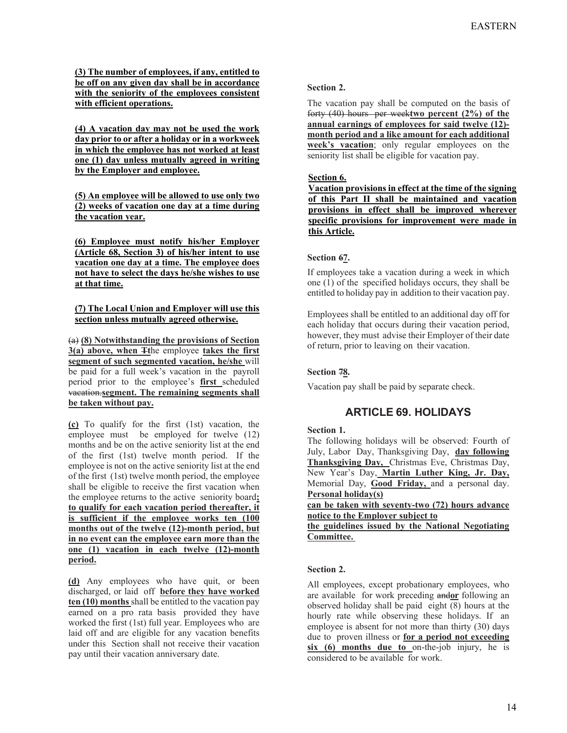**(3) The number of employees, if any, entitled to be off on any given day shall be in accordance with the seniority of the employees consistent with efficient operations.**

**(4) A vacation day may not be used the work day prior to or after a holiday or in a workweek in which the employee has not worked at least one (1) day unless mutually agreed in writing by the Employer and employee.**

**(5) An employee will be allowed to use only two (2) weeks of vacation one day at a time during the vacation year.**

**(6) Employee must notify his/her Employer (Article 68, Section 3) of his/her intent to use vacation one day at a time. The employee does not have to select the days he/she wishes to use at that time.**

**(7) The Local Union and Employer will use this section unless mutually agreed otherwise.**

~~(a)~~ **(8) Notwithstanding the provisions of Section 3(a) above, when ~~T~~t**he employee **takes the first segment of such segmented vacation, he/she** will be paid for a full week's vacation in the payroll period prior to the employee's **first** scheduled ~~vacation.~~**segment. The remaining segments shall be taken without pay.**

**(c)** To qualify for the first (1st) vacation, the employee must be employed for twelve (12) months and be on the active seniority list at the end of the first (1st) twelve month period. If the employee is not on the active seniority list at the end of the first (1st) twelve month period, the employee shall be eligible to receive the first vacation when the employee returns to the active seniority board**; to qualify for each vacation period thereafter, it is sufficient if the employee works ten (100 months out of the twelve (12)-month period, but in no event can the employee earn more than the one (1) vacation in each twelve (12)-month period.**

**(d)** Any employees who have quit, or been discharged, or laid off **before they have worked ten (10) months** shall be entitled to the vacation pay earned on a pro rata basis provided they have worked the first (1st) full year. Employees who are laid off and are eligible for any vacation benefits under this Section shall not receive their vacation pay until their vacation anniversary date.

**Section 2.**

The vacation pay shall be computed on the basis of ~~forty (40) hours per week~~**two percent (2%) of the annual earnings of employees for said twelve (12)-month period and a like amount for each additional week's vacation**; only regular employees on the seniority list shall be eligible for vacation pay.

**Section 6.**

**Vacation provisions in effect at the time of the signing of this Part II shall be maintained and vacation provisions in effect shall be improved wherever specific provisions for improvement were made in this Article.**

**Section ~~6~~7.**

If employees take a vacation during a week in which one (1) of the specified holidays occurs, they shall be entitled to holiday pay in addition to their vacation pay.

Employees shall be entitled to an additional day off for each holiday that occurs during their vacation period, however, they must advise their Employer of their date of return, prior to leaving on their vacation.

**Section ~~7~~8.**

Vacation pay shall be paid by separate check.

## ARTICLE 69. HOLIDAYS

**Section 1.**

The following holidays will be observed: Fourth of July, Labor Day, Thanksgiving Day, **day following Thanksgiving Day,** Christmas Eve, Christmas Day, New Year's Day, **Martin Luther King, Jr. Day,** Memorial Day, **Good Friday,** and a personal day. **Personal holiday(s) can be taken with seventy-two (72) hours advance notice to the Employer subject to the guidelines issued by the National Negotiating Committee.**

**Section 2.**

All employees, except probationary employees, who are available for work preceding ~~and~~**or** following an observed holiday shall be paid eight (8) hours at the hourly rate while observing these holidays. If an employee is absent for not more than thirty (30) days due to proven illness or **for a period not exceeding six (6) months due to** on-the-job injury, he is considered to be available for work.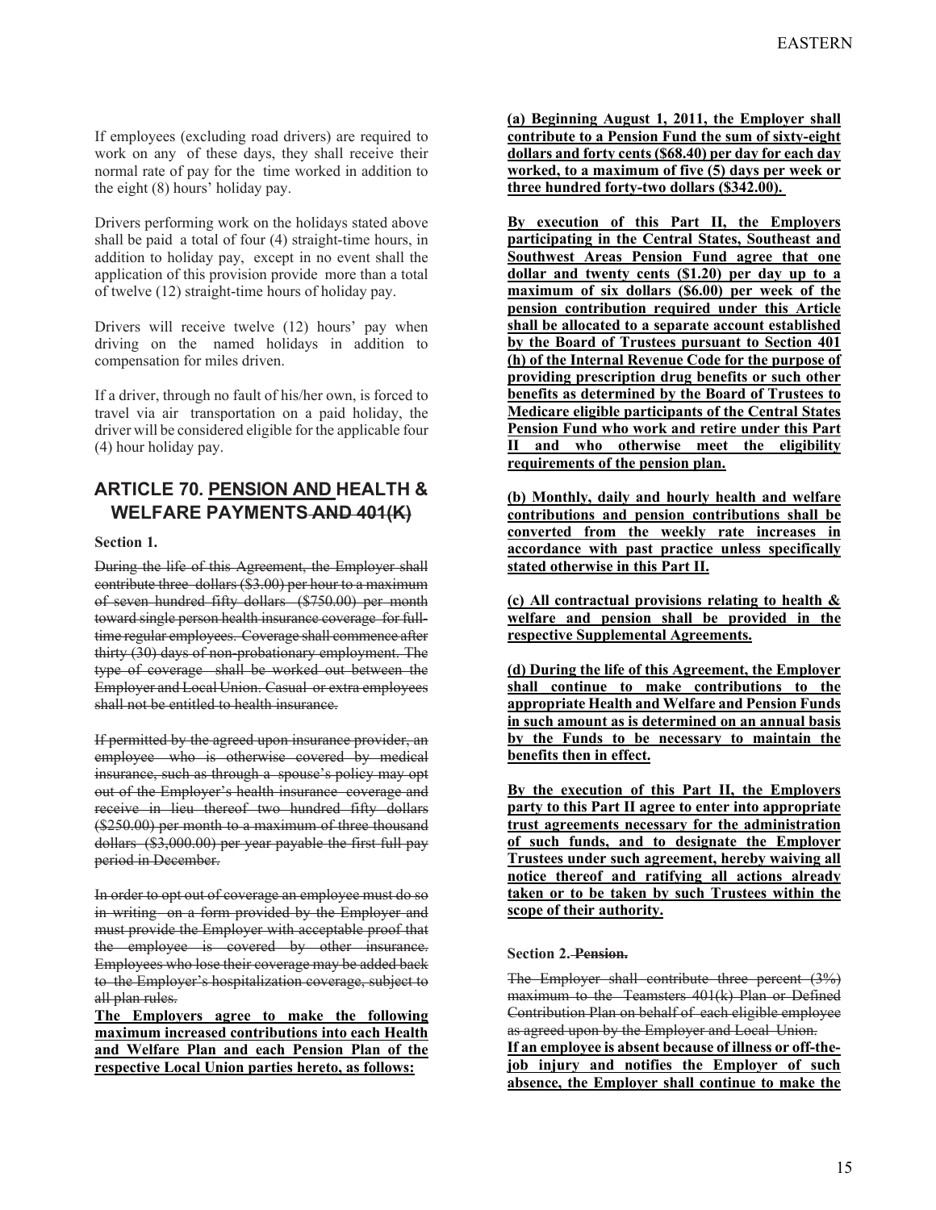If employees (excluding road drivers) are required to work on any of these days, they shall receive their normal rate of pay for the time worked in addition to the eight (8) hours' holiday pay.

Drivers performing work on the holidays stated above shall be paid a total of four (4) straight-time hours, in addition to holiday pay, except in no event shall the application of this provision provide more than a total of twelve (12) straight-time hours of holiday pay.

Drivers will receive twelve (12) hours' pay when driving on the named holidays in addition to compensation for miles driven.

If a driver, through no fault of his/her own, is forced to travel via air transportation on a paid holiday, the driver will be considered eligible for the applicable four (4) hour holiday pay.

## ARTICLE 70. <u>PENSION AND</u> HEALTH & WELFARE PAYMENTS ~~AND 401(K)~~

**Section 1.**

~~During the life of this Agreement, the Employer shall contribute three dollars ($3.00) per hour to a maximum of seven hundred fifty dollars ($750.00) per month toward single person health insurance coverage for full-time regular employees. Coverage shall commence after thirty (30) days of non-probationary employment. The type of coverage shall be worked out between the Employer and Local Union. Casual or extra employees shall not be entitled to health insurance.~~

~~If permitted by the agreed upon insurance provider, an employee who is otherwise covered by medical insurance, such as through a spouse's policy may opt out of the Employer's health insurance coverage and receive in lieu thereof two hundred fifty dollars ($250.00) per month to a maximum of three thousand dollars ($3,000.00) per year payable the first full pay period in December.~~

~~In order to opt out of coverage an employee must do so in writing on a form provided by the Employer and must provide the Employer with acceptable proof that the employee is covered by other insurance. Employees who lose their coverage may be added back to the Employer's hospitalization coverage, subject to all plan rules.~~

<u>**The Employers agree to make the following maximum increased contributions into each Health and Welfare Plan and each Pension Plan of the respective Local Union parties hereto, as follows:**</u>

<u>**(a) Beginning August 1, 2011, the Employer shall contribute to a Pension Fund the sum of sixty-eight dollars and forty cents ($68.40) per day for each day worked, to a maximum of five (5) days per week or three hundred forty-two dollars ($342.00).**</u>

<u>**By execution of this Part II, the Employers participating in the Central States, Southeast and Southwest Areas Pension Fund agree that one dollar and twenty cents ($1.20) per day up to a maximum of six dollars ($6.00) per week of the pension contribution required under this Article shall be allocated to a separate account established by the Board of Trustees pursuant to Section 401 (h) of the Internal Revenue Code for the purpose of providing prescription drug benefits or such other benefits as determined by the Board of Trustees to Medicare eligible participants of the Central States Pension Fund who work and retire under this Part II and who otherwise meet the eligibility requirements of the pension plan.**</u>

<u>**(b) Monthly, daily and hourly health and welfare contributions and pension contributions shall be converted from the weekly rate increases in accordance with past practice unless specifically stated otherwise in this Part II.**</u>

<u>**(c) All contractual provisions relating to health & welfare and pension shall be provided in the respective Supplemental Agreements.**</u>

<u>**(d) During the life of this Agreement, the Employer shall continue to make contributions to the appropriate Health and Welfare and Pension Funds in such amount as is determined on an annual basis by the Funds to be necessary to maintain the benefits then in effect.**</u>

<u>**By the execution of this Part II, the Employers party to this Part II agree to enter into appropriate trust agreements necessary for the administration of such funds, and to designate the Employer Trustees under such agreement, hereby waiving all notice thereof and ratifying all actions already taken or to be taken by such Trustees within the scope of their authority.**</u>

**Section 2.** ~~**Pension.**~~

~~The Employer shall contribute three percent (3%) maximum to the Teamsters 401(k) Plan or Defined Contribution Plan on behalf of each eligible employee as agreed upon by the Employer and Local Union.~~

<u>**If an employee is absent because of illness or off-the-job injury and notifies the Employer of such absence, the Employer shall continue to make the**</u>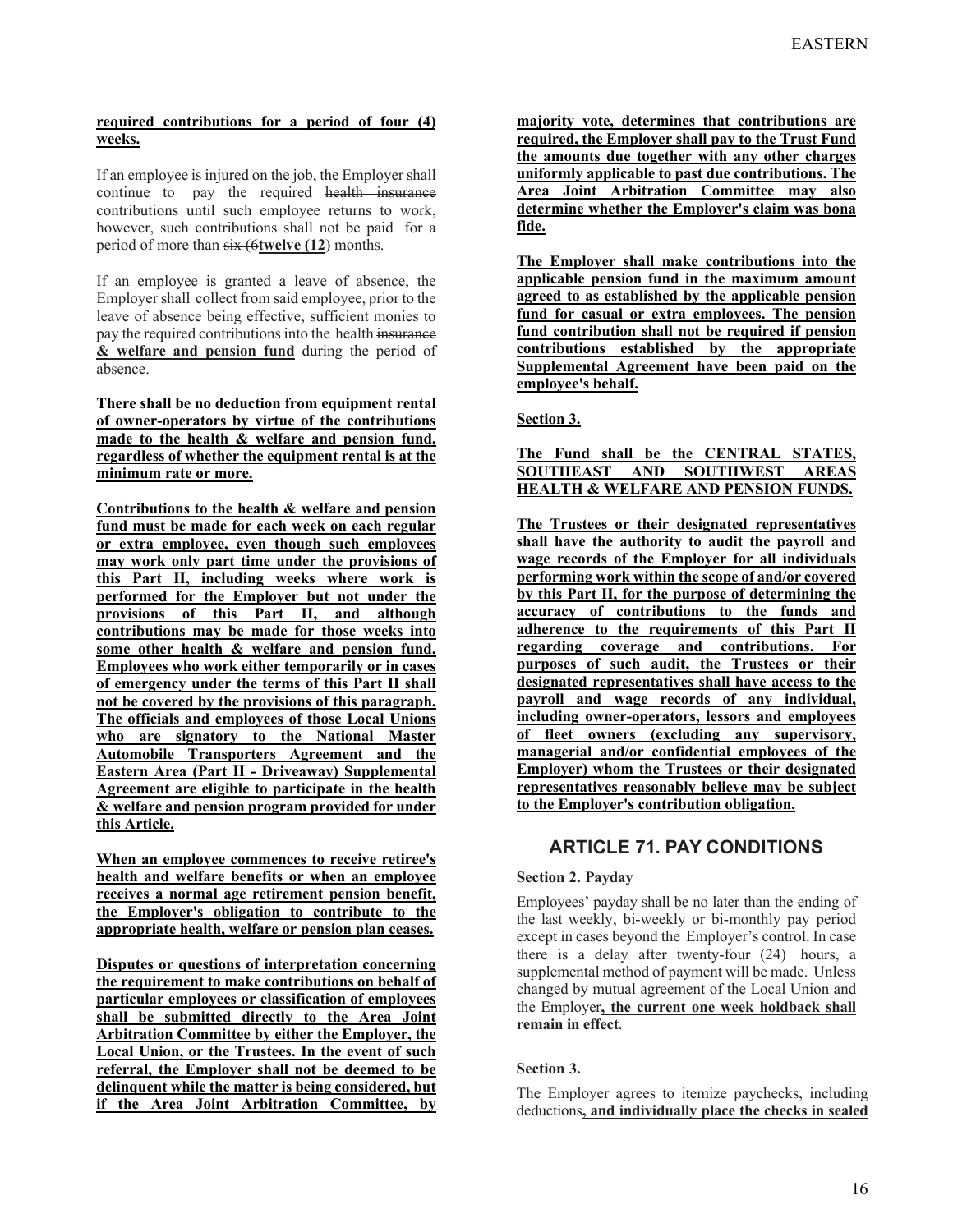**required contributions for a period of four (4) weeks.**

If an employee is injured on the job, the Employer shall continue to pay the required ~~health insurance~~ contributions until such employee returns to work, however, such contributions shall not be paid for a period of more than ~~six (6~~**twelve (12**) months.

If an employee is granted a leave of absence, the Employer shall collect from said employee, prior to the leave of absence being effective, sufficient monies to pay the required contributions into the health ~~insurance~~ **& welfare and pension fund** during the period of absence.

**There shall be no deduction from equipment rental of owner-operators by virtue of the contributions made to the health & welfare and pension fund, regardless of whether the equipment rental is at the minimum rate or more.**

**Contributions to the health & welfare and pension fund must be made for each week on each regular or extra employee, even though such employees may work only part time under the provisions of this Part II, including weeks where work is performed for the Employer but not under the provisions of this Part II, and although contributions may be made for those weeks into some other health & welfare and pension fund. Employees who work either temporarily or in cases of emergency under the terms of this Part II shall not be covered by the provisions of this paragraph. The officials and employees of those Local Unions who are signatory to the National Master Automobile Transporters Agreement and the Eastern Area (Part II - Driveaway) Supplemental Agreement are eligible to participate in the health & welfare and pension program provided for under this Article.**

**When an employee commences to receive retiree's health and welfare benefits or when an employee receives a normal age retirement pension benefit, the Employer's obligation to contribute to the appropriate health, welfare or pension plan ceases.**

**Disputes or questions of interpretation concerning the requirement to make contributions on behalf of particular employees or classification of employees shall be submitted directly to the Area Joint Arbitration Committee by either the Employer, the Local Union, or the Trustees. In the event of such referral, the Employer shall not be deemed to be delinquent while the matter is being considered, but if the Area Joint Arbitration Committee, by majority vote, determines that contributions are required, the Employer shall pay to the Trust Fund the amounts due together with any other charges uniformly applicable to past due contributions. The Area Joint Arbitration Committee may also determine whether the Employer's claim was bona fide.**

**The Employer shall make contributions into the applicable pension fund in the maximum amount agreed to as established by the applicable pension fund for casual or extra employees. The pension fund contribution shall not be required if pension contributions established by the appropriate Supplemental Agreement have been paid on the employee's behalf.**

**Section 3.**

**The Fund shall be the CENTRAL STATES, SOUTHEAST AND SOUTHWEST AREAS HEALTH & WELFARE AND PENSION FUNDS.**

**The Trustees or their designated representatives shall have the authority to audit the payroll and wage records of the Employer for all individuals performing work within the scope of and/or covered by this Part II, for the purpose of determining the accuracy of contributions to the funds and adherence to the requirements of this Part II regarding coverage and contributions. For purposes of such audit, the Trustees or their designated representatives shall have access to the payroll and wage records of any individual, including owner-operators, lessors and employees of fleet owners (excluding any supervisory, managerial and/or confidential employees of the Employer) whom the Trustees or their designated representatives reasonably believe may be subject to the Employer's contribution obligation.**

## ARTICLE 71. PAY CONDITIONS

**Section 2. Payday**

Employees' payday shall be no later than the ending of the last weekly, bi-weekly or bi-monthly pay period except in cases beyond the Employer's control. In case there is a delay after twenty-four (24) hours, a supplemental method of payment will be made. Unless changed by mutual agreement of the Local Union and the Employer**, the current one week holdback shall remain in effect**.

**Section 3.**

The Employer agrees to itemize paychecks, including deductions**, and individually place the checks in sealed**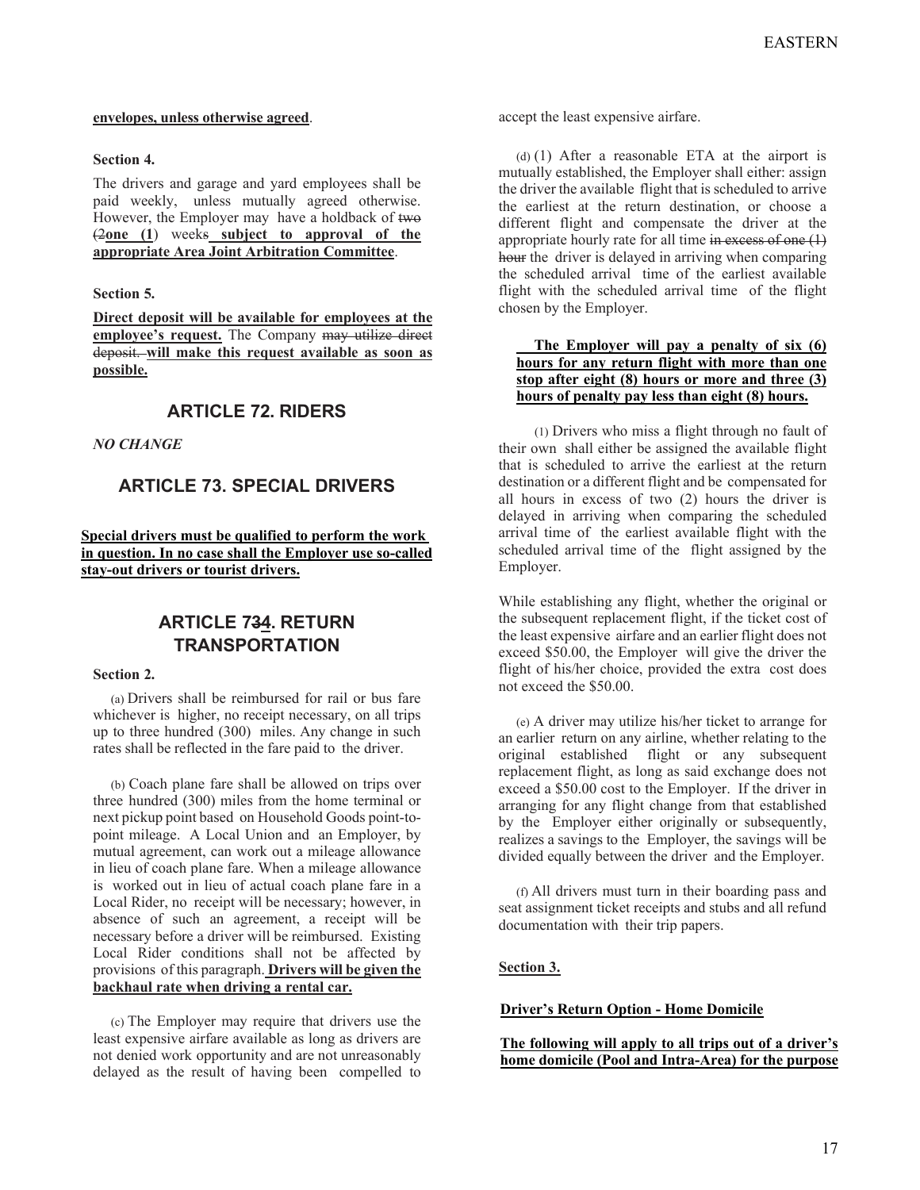**envelopes, unless otherwise agreed**.

**Section 4.**

The drivers and garage and yard employees shall be paid weekly, unless mutually agreed otherwise. However, the Employer may have a holdback of ~~two (2~~**one (1**) week~~s~~ **subject to approval of the appropriate Area Joint Arbitration Committee**.

**Section 5.**

**Direct deposit will be available for employees at the employee's request.** The Company ~~may utilize direct deposit.~~ **will make this request available as soon as possible.**

## ARTICLE 72. RIDERS

*NO CHANGE*

## ARTICLE 73. SPECIAL DRIVERS

**Special drivers must be qualified to perform the work in question. In no case shall the Employer use so-called stay-out drivers or tourist drivers.**

## ARTICLE 7~~3~~**4**. RETURN TRANSPORTATION

**Section 2.**

(a) Drivers shall be reimbursed for rail or bus fare whichever is higher, no receipt necessary, on all trips up to three hundred (300) miles. Any change in such rates shall be reflected in the fare paid to the driver.

(b) Coach plane fare shall be allowed on trips over three hundred (300) miles from the home terminal or next pickup point based on Household Goods point-to-point mileage. A Local Union and an Employer, by mutual agreement, can work out a mileage allowance in lieu of coach plane fare. When a mileage allowance is worked out in lieu of actual coach plane fare in a Local Rider, no receipt will be necessary; however, in absence of such an agreement, a receipt will be necessary before a driver will be reimbursed. Existing Local Rider conditions shall not be affected by provisions of this paragraph. **Drivers will be given the backhaul rate when driving a rental car.**

(c) The Employer may require that drivers use the least expensive airfare available as long as drivers are not denied work opportunity and are not unreasonably delayed as the result of having been compelled to accept the least expensive airfare.

(d) (1) After a reasonable ETA at the airport is mutually established, the Employer shall either: assign the driver the available flight that is scheduled to arrive the earliest at the return destination, or choose a different flight and compensate the driver at the appropriate hourly rate for all time ~~in excess of one (1) hour~~ the driver is delayed in arriving when comparing the scheduled arrival time of the earliest available flight with the scheduled arrival time of the flight chosen by the Employer.

**The Employer will pay a penalty of six (6) hours for any return flight with more than one stop after eight (8) hours or more and three (3) hours of penalty pay less than eight (8) hours.**

(1) Drivers who miss a flight through no fault of their own shall either be assigned the available flight that is scheduled to arrive the earliest at the return destination or a different flight and be compensated for all hours in excess of two (2) hours the driver is delayed in arriving when comparing the scheduled arrival time of the earliest available flight with the scheduled arrival time of the flight assigned by the Employer.

While establishing any flight, whether the original or the subsequent replacement flight, if the ticket cost of the least expensive airfare and an earlier flight does not exceed $50.00, the Employer will give the driver the flight of his/her choice, provided the extra cost does not exceed the $50.00.

(e) A driver may utilize his/her ticket to arrange for an earlier return on any airline, whether relating to the original established flight or any subsequent replacement flight, as long as said exchange does not exceed a $50.00 cost to the Employer. If the driver in arranging for any flight change from that established by the Employer either originally or subsequently, realizes a savings to the Employer, the savings will be divided equally between the driver and the Employer.

(f) All drivers must turn in their boarding pass and seat assignment ticket receipts and stubs and all refund documentation with their trip papers.

**Section 3.**

**Driver's Return Option - Home Domicile**

**The following will apply to all trips out of a driver's home domicile (Pool and Intra-Area) for the purpose**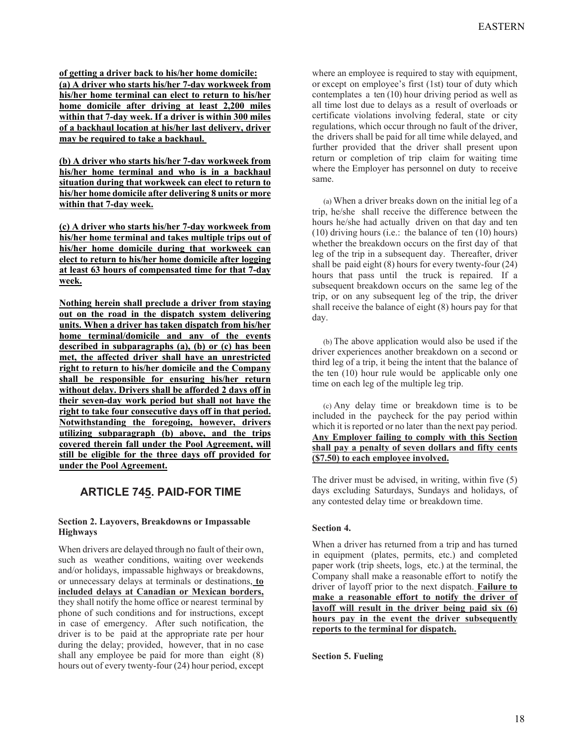**of getting a driver back to his/her home domicile:**

**(a) A driver who starts his/her 7-day workweek from his/her home terminal can elect to return to his/her home domicile after driving at least 2,200 miles within that 7-day week. If a driver is within 300 miles of a backhaul location at his/her last delivery, driver may be required to take a backhaul.**

**(b) A driver who starts his/her 7-day workweek from his/her home terminal and who is in a backhaul situation during that workweek can elect to return to his/her home domicile after delivering 8 units or more within that 7-day week.**

**(c) A driver who starts his/her 7-day workweek from his/her home terminal and takes multiple trips out of his/her home domicile during that workweek can elect to return to his/her home domicile after logging at least 63 hours of compensated time for that 7-day week.**

**Nothing herein shall preclude a driver from staying out on the road in the dispatch system delivering units. When a driver has taken dispatch from his/her home terminal/domicile and any of the events described in subparagraphs (a), (b) or (c) has been met, the affected driver shall have an unrestricted right to return to his/her domicile and the Company shall be responsible for ensuring his/her return without delay. Drivers shall be afforded 2 days off in their seven-day work period but shall not have the right to take four consecutive days off in that period. Notwithstanding the foregoing, however, drivers utilizing subparagraph (b) above, and the trips covered therein fall under the Pool Agreement, will still be eligible for the three days off provided for under the Pool Agreement.**

## ARTICLE 745. PAID-FOR TIME

### Section 2. Layovers, Breakdowns or Impassable Highways

When drivers are delayed through no fault of their own, such as weather conditions, waiting over weekends and/or holidays, impassable highways or breakdowns, or unnecessary delays at terminals or destinations**, to included delays at Canadian or Mexican borders,** they shall notify the home office or nearest terminal by phone of such conditions and for instructions, except in case of emergency. After such notification, the driver is to be paid at the appropriate rate per hour during the delay; provided, however, that in no case shall any employee be paid for more than eight (8) hours out of every twenty-four (24) hour period, except where an employee is required to stay with equipment, or except on employee's first (1st) tour of duty which contemplates a ten (10) hour driving period as well as all time lost due to delays as a result of overloads or certificate violations involving federal, state or city regulations, which occur through no fault of the driver, the drivers shall be paid for all time while delayed, and further provided that the driver shall present upon return or completion of trip claim for waiting time where the Employer has personnel on duty to receive same.

(a) When a driver breaks down on the initial leg of a trip, he/she shall receive the difference between the hours he/she had actually driven on that day and ten (10) driving hours (i.e.: the balance of ten (10) hours) whether the breakdown occurs on the first day of that leg of the trip in a subsequent day. Thereafter, driver shall be paid eight (8) hours for every twenty-four (24) hours that pass until the truck is repaired. If a subsequent breakdown occurs on the same leg of the trip, or on any subsequent leg of the trip, the driver shall receive the balance of eight (8) hours pay for that day.

(b) The above application would also be used if the driver experiences another breakdown on a second or third leg of a trip, it being the intent that the balance of the ten (10) hour rule would be applicable only one time on each leg of the multiple leg trip.

(c) Any delay time or breakdown time is to be included in the paycheck for the pay period within which it is reported or no later than the next pay period. **Any Employer failing to comply with this Section shall pay a penalty of seven dollars and fifty cents ($7.50) to each employee involved.**

The driver must be advised, in writing, within five (5) days excluding Saturdays, Sundays and holidays, of any contested delay time or breakdown time.

### Section 4.

When a driver has returned from a trip and has turned in equipment (plates, permits, etc.) and completed paper work (trip sheets, logs, etc.) at the terminal, the Company shall make a reasonable effort to notify the driver of layoff prior to the next dispatch. **Failure to make a reasonable effort to notify the driver of layoff will result in the driver being paid six (6) hours pay in the event the driver subsequently reports to the terminal for dispatch.**

### Section 5. Fueling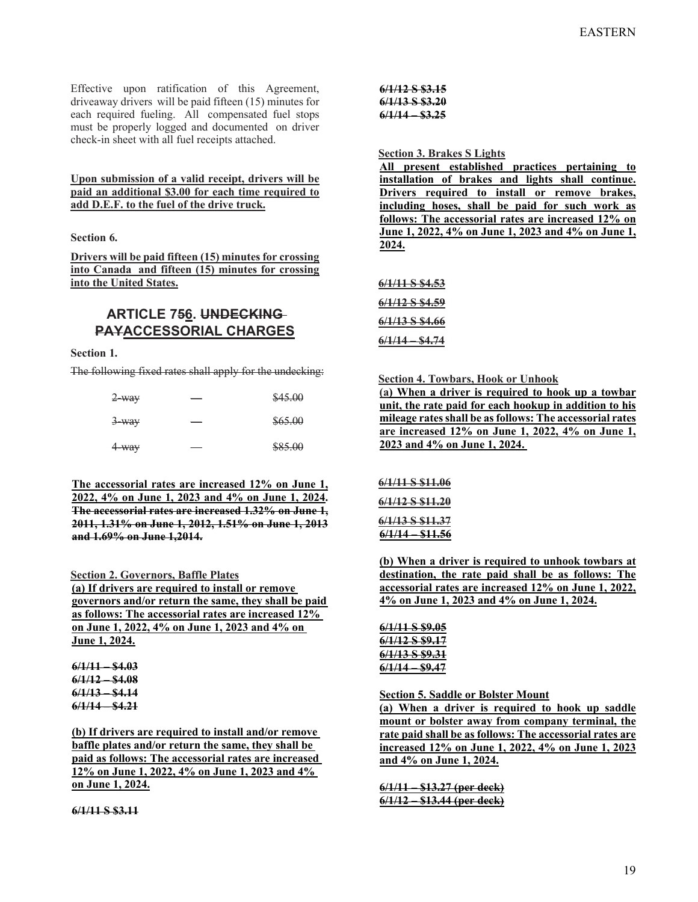Effective upon ratification of this Agreement, driveaway drivers will be paid fifteen (15) minutes for each required fueling. All compensated fuel stops must be properly logged and documented on driver check-in sheet with all fuel receipts attached.

**Upon submission of a valid receipt, drivers will be paid an additional $3.00 for each time required to add D.E.F. to the fuel of the drive truck.**

**Section 6.**

**Drivers will be paid fifteen (15) minutes for crossing into Canada and fifteen (15) minutes for crossing into the United States.**

## ARTICLE 7~~5~~6. ~~UNDECKING PAY~~ACCESSORIAL CHARGES

**Section 1.**

~~The following fixed rates shall apply for the undecking:~~

| | | |
|---|---|---|
| ~~2-way~~ | ~~—~~ | ~~$45.00~~ |
| ~~3-way~~ | ~~—~~ | ~~$65.00~~ |
| ~~4-way~~ | ~~—~~ | ~~$85.00~~ |

**The accessorial rates are increased 12% on June 1, 2022, 4% on June 1, 2023 and 4% on June 1, 2024.** ~~**The accessorial rates are increased 1.32% on June 1, 2011, 1.31% on June 1, 2012, 1.51% on June 1, 2013 and 1.69% on June 1,2014.**~~

**Section 2. Governors, Baffle Plates**

**(a) If drivers are required to install or remove governors and/or return the same, they shall be paid as follows: The accessorial rates are increased 12% on June 1, 2022, 4% on June 1, 2023 and 4% on June 1, 2024.**

~~**6/1/11 – $4.03**~~
~~**6/1/12 – $4.08**~~
~~**6/1/13 – $4.14**~~
~~**6/1/14 – $4.21**~~

**(b) If drivers are required to install and/or remove baffle plates and/or return the same, they shall be paid as follows: The accessorial rates are increased 12% on June 1, 2022, 4% on June 1, 2023 and 4% on June 1, 2024.**

~~**6/1/11 S $3.11**~~
~~**6/1/12 S $3.15**~~
~~**6/1/13 S $3.20**~~
~~**6/1/14 – $3.25**~~

**Section 3. Brakes S Lights**

**All present established practices pertaining to installation of brakes and lights shall continue. Drivers required to install or remove brakes, including hoses, shall be paid for such work as follows: The accessorial rates are increased 12% on June 1, 2022, 4% on June 1, 2023 and 4% on June 1, 2024.**

~~**6/1/11 S $4.53**~~
~~**6/1/12 S $4.59**~~
~~**6/1/13 S $4.66**~~
~~**6/1/14 – $4.74**~~

**Section 4. Towbars, Hook or Unhook**

**(a) When a driver is required to hook up a towbar unit, the rate paid for each hookup in addition to his mileage rates shall be as follows: The accessorial rates are increased 12% on June 1, 2022, 4% on June 1, 2023 and 4% on June 1, 2024.**

~~**6/1/11 S $11.06**~~
~~**6/1/12 S $11.20**~~
~~**6/1/13 S $11.37**~~
~~**6/1/14 – $11.56**~~

**(b) When a driver is required to unhook towbars at destination, the rate paid shall be as follows: The accessorial rates are increased 12% on June 1, 2022, 4% on June 1, 2023 and 4% on June 1, 2024.**

~~**6/1/11 S $9.05**~~
~~**6/1/12 S $9.17**~~
~~**6/1/13 S $9.31**~~
~~**6/1/14 – $9.47**~~

**Section 5. Saddle or Bolster Mount**

**(a) When a driver is required to hook up saddle mount or bolster away from company terminal, the rate paid shall be as follows: The accessorial rates are increased 12% on June 1, 2022, 4% on June 1, 2023 and 4% on June 1, 2024.**

~~**6/1/11 – $13.27 (per deck)**~~
~~**6/1/12 – $13.44 (per deck)**~~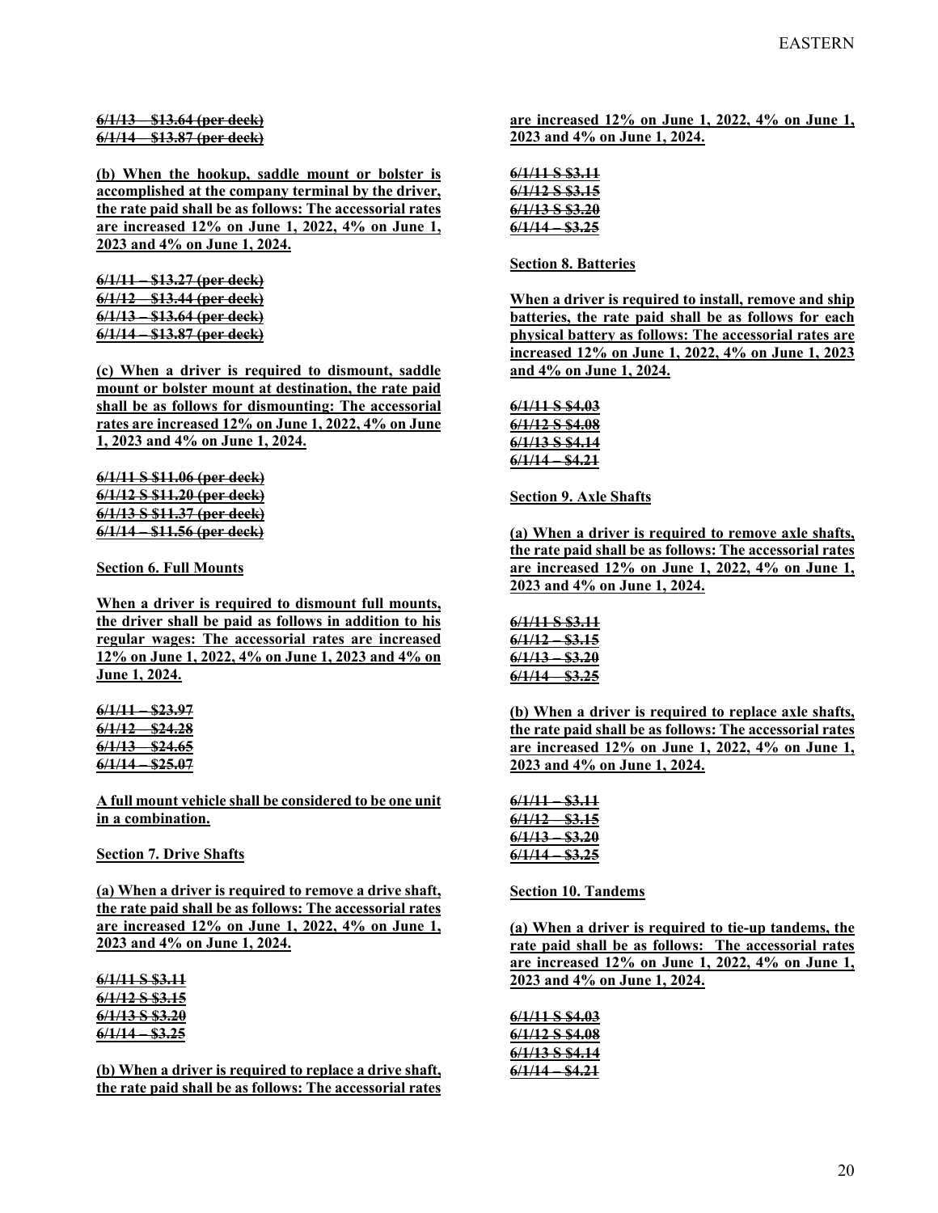~~6/1/13 – $13.64 (per deck)~~
~~6/1/14 – $13.87 (per deck)~~

**(b) When the hookup, saddle mount or bolster is accomplished at the company terminal by the driver, the rate paid shall be as follows: The accessorial rates are increased 12% on June 1, 2022, 4% on June 1, 2023 and 4% on June 1, 2024.**

~~6/1/11 – $13.27 (per deck)~~
~~6/1/12 – $13.44 (per deck)~~
~~6/1/13 – $13.64 (per deck)~~
~~6/1/14 – $13.87 (per deck)~~

**(c) When a driver is required to dismount, saddle mount or bolster mount at destination, the rate paid shall be as follows for dismounting: The accessorial rates are increased 12% on June 1, 2022, 4% on June 1, 2023 and 4% on June 1, 2024.**

~~6/1/11 S $11.06 (per deck)~~
~~6/1/12 S $11.20 (per deck)~~
~~6/1/13 S $11.37 (per deck)~~
~~6/1/14 – $11.56 (per deck)~~

**Section 6. Full Mounts**

**When a driver is required to dismount full mounts, the driver shall be paid as follows in addition to his regular wages: The accessorial rates are increased 12% on June 1, 2022, 4% on June 1, 2023 and 4% on June 1, 2024.**

~~6/1/11 – $23.97~~
~~6/1/12 – $24.28~~
~~6/1/13 – $24.65~~
~~6/1/14 – $25.07~~

**A full mount vehicle shall be considered to be one unit in a combination.**

**Section 7. Drive Shafts**

**(a) When a driver is required to remove a drive shaft, the rate paid shall be as follows: The accessorial rates are increased 12% on June 1, 2022, 4% on June 1, 2023 and 4% on June 1, 2024.**

~~6/1/11 S $3.11~~
~~6/1/12 S $3.15~~
~~6/1/13 S $3.20~~
~~6/1/14 – $3.25~~

**(b) When a driver is required to replace a drive shaft, the rate paid shall be as follows: The accessorial rates are increased 12% on June 1, 2022, 4% on June 1, 2023 and 4% on June 1, 2024.**

~~6/1/11 S $3.11~~
~~6/1/12 S $3.15~~
~~6/1/13 S $3.20~~
~~6/1/14 – $3.25~~

**Section 8. Batteries**

**When a driver is required to install, remove and ship batteries, the rate paid shall be as follows for each physical battery as follows: The accessorial rates are increased 12% on June 1, 2022, 4% on June 1, 2023 and 4% on June 1, 2024.**

~~6/1/11 S $4.03~~
~~6/1/12 S $4.08~~
~~6/1/13 S $4.14~~
~~6/1/14 – $4.21~~

**Section 9. Axle Shafts**

**(a) When a driver is required to remove axle shafts, the rate paid shall be as follows: The accessorial rates are increased 12% on June 1, 2022, 4% on June 1, 2023 and 4% on June 1, 2024.**

~~6/1/11 S $3.11~~
~~6/1/12 – $3.15~~
~~6/1/13 – $3.20~~
~~6/1/14 – $3.25~~

**(b) When a driver is required to replace axle shafts, the rate paid shall be as follows: The accessorial rates are increased 12% on June 1, 2022, 4% on June 1, 2023 and 4% on June 1, 2024.**

~~6/1/11 – $3.11~~
~~6/1/12 – $3.15~~
~~6/1/13 – $3.20~~
~~6/1/14 – $3.25~~

**Section 10. Tandems**

**(a) When a driver is required to tie-up tandems, the rate paid shall be as follows: The accessorial rates are increased 12% on June 1, 2022, 4% on June 1, 2023 and 4% on June 1, 2024.**

~~6/1/11 S $4.03~~
~~6/1/12 S $4.08~~
~~6/1/13 S $4.14~~
~~6/1/14 – $4.21~~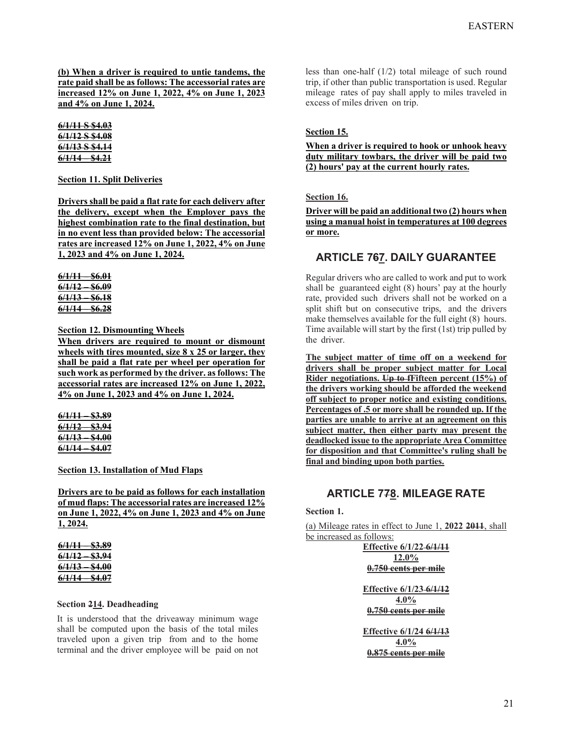**(b) When a driver is required to untie tandems, the rate paid shall be as follows: The accessorial rates are increased 12% on June 1, 2022, 4% on June 1, 2023 and 4% on June 1, 2024.**

~~6/1/11 S $4.03~~
~~6/1/12 S $4.08~~
~~6/1/13 S $4.14~~
~~6/1/14 – $4.21~~

**Section 11. Split Deliveries**

**Drivers shall be paid a flat rate for each delivery after the delivery, except when the Employer pays the highest combination rate to the final destination, but in no event less than provided below: The accessorial rates are increased 12% on June 1, 2022, 4% on June 1, 2023 and 4% on June 1, 2024.**

~~6/1/11 – $6.01~~
~~6/1/12 – $6.09~~
~~6/1/13 – $6.18~~
~~6/1/14 – $6.28~~

**Section 12. Dismounting Wheels**

**When drivers are required to mount or dismount wheels with tires mounted, size 8 x 25 or larger, they shall be paid a flat rate per wheel per operation for such work as performed by the driver. as follows: The accessorial rates are increased 12% on June 1, 2022, 4% on June 1, 2023 and 4% on June 1, 2024.**

~~6/1/11 – $3.89~~
~~6/1/12 – $3.94~~
~~6/1/13 – $4.00~~
~~6/1/14 – $4.07~~

**Section 13. Installation of Mud Flaps**

**Drivers are to be paid as follows for each installation of mud flaps: The accessorial rates are increased 12% on June 1, 2022, 4% on June 1, 2023 and 4% on June 1, 2024.**

~~6/1/11 – $3.89~~
~~6/1/12 – $3.94~~
~~6/1/13 – $4.00~~
~~6/1/14 – $4.07~~

**Section ~~2~~14. Deadheading**

It is understood that the driveaway minimum wage shall be computed upon the basis of the total miles traveled upon a given trip from and to the home terminal and the driver employee will be paid on not less than one-half (1/2) total mileage of such round trip, if other than public transportation is used. Regular mileage rates of pay shall apply to miles traveled in excess of miles driven on trip.

**Section 15.**

**When a driver is required to hook or unhook heavy duty military towbars, the driver will be paid two (2) hours' pay at the current hourly rates.**

**Section 16.**

**Driver will be paid an additional two (2) hours when using a manual hoist in temperatures at 100 degrees or more.**

## ARTICLE 7~~6~~7. DAILY GUARANTEE

Regular drivers who are called to work and put to work shall be guaranteed eight (8) hours' pay at the hourly rate, provided such drivers shall not be worked on a split shift but on consecutive trips, and the drivers make themselves available for the full eight (8) hours. Time available will start by the first (1st) trip pulled by the driver.

**The subject matter of time off on a weekend for drivers shall be proper subject matter for Local Rider negotiations. ~~Up to f~~Fifteen percent (15%) of the drivers working should be afforded the weekend off subject to proper notice and existing conditions. Percentages of .5 or more shall be rounded up. If the parties are unable to arrive at an agreement on this subject matter, then either party may present the deadlocked issue to the appropriate Area Committee for disposition and that Committee's ruling shall be final and binding upon both parties.**

## ARTICLE 7~~7~~8. MILEAGE RATE

**Section 1.**

(a) Mileage rates in effect to June 1, **2022** ~~**2011**~~, shall be increased as follows:

**Effective 6/1/22 ~~6/1/11~~**
**12.0%**
~~**0.750 cents per mile**~~

**Effective 6/1/23 ~~6/1/12~~**
**4.0%**
~~**0.750 cents per mile**~~

**Effective 6/1/24 ~~6/1/13~~**
**4.0%**
~~**0.875 cents per mile**~~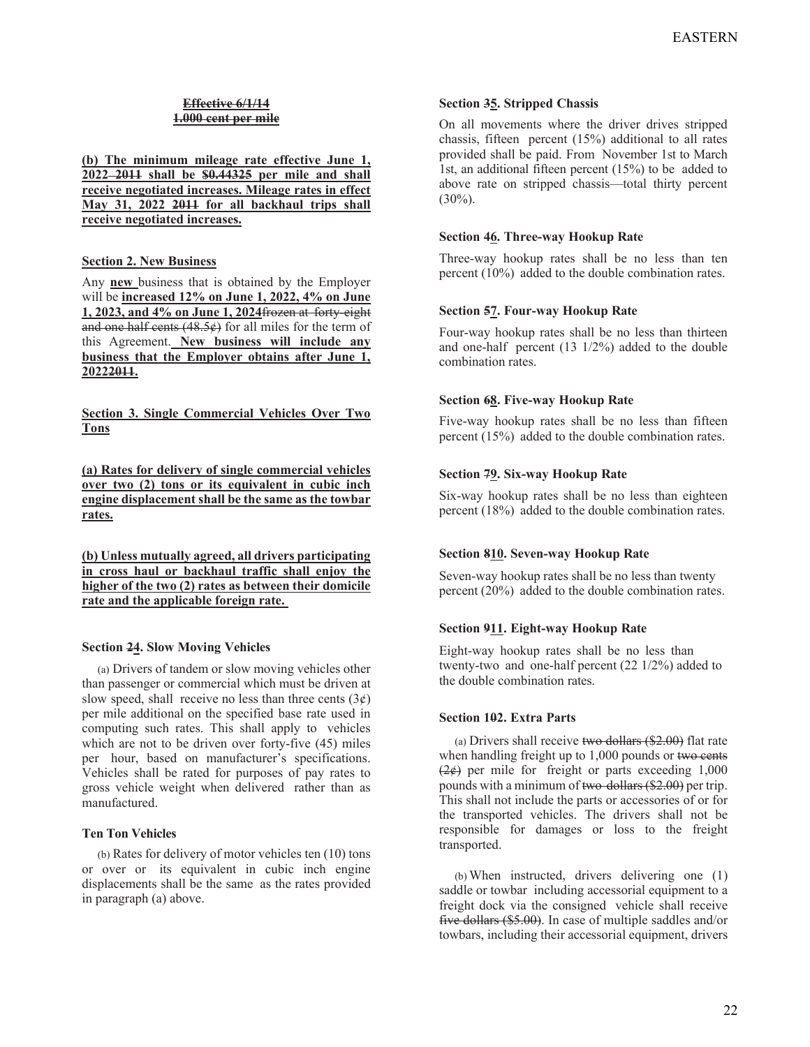**Effective 6/1/14**
**1.000 cent per mile**

**(b) The minimum mileage rate effective June 1, 2022 2011 shall be $0.44325 per mile and shall receive negotiated increases. Mileage rates in effect May 31, 2022 2011 for all backhaul trips shall receive negotiated increases.**

**Section 2. New Business**

Any **new** business that is obtained by the Employer will be **increased 12% on June 1, 2022, 4% on June 1, 2023, and 4% on June 1, 2024**frozen at forty-eight and one half cents (48.5¢) for all miles for the term of this Agreement. **New business will include any business that the Employer obtains after June 1, 20222011.**

**Section 3. Single Commercial Vehicles Over Two Tons**

**(a) Rates for delivery of single commercial vehicles over two (2) tons or its equivalent in cubic inch engine displacement shall be the same as the towbar rates.**

**(b) Unless mutually agreed, all drivers participating in cross haul or backhaul traffic shall enjoy the higher of the two (2) rates as between their domicile rate and the applicable foreign rate.**

**Section 24. Slow Moving Vehicles**

(a) Drivers of tandem or slow moving vehicles other than passenger or commercial which must be driven at slow speed, shall receive no less than three cents (3¢) per mile additional on the specified base rate used in computing such rates. This shall apply to vehicles which are not to be driven over forty-five (45) miles per hour, based on manufacturer's specifications. Vehicles shall be rated for purposes of pay rates to gross vehicle weight when delivered rather than as manufactured.

**Ten Ton Vehicles**

(b) Rates for delivery of motor vehicles ten (10) tons or over or its equivalent in cubic inch engine displacements shall be the same as the rates provided in paragraph (a) above.

**Section 35. Stripped Chassis**

On all movements where the driver drives stripped chassis, fifteen percent (15%) additional to all rates provided shall be paid. From November 1st to March 1st, an additional fifteen percent (15%) to be added to above rate on stripped chassis—total thirty percent (30%).

**Section 46. Three-way Hookup Rate**

Three-way hookup rates shall be no less than ten percent (10%) added to the double combination rates.

**Section 57. Four-way Hookup Rate**

Four-way hookup rates shall be no less than thirteen and one-half percent (13 1/2%) added to the double combination rates.

**Section 68. Five-way Hookup Rate**

Five-way hookup rates shall be no less than fifteen percent (15%) added to the double combination rates.

**Section 79. Six-way Hookup Rate**

Six-way hookup rates shall be no less than eighteen percent (18%) added to the double combination rates.

**Section 810. Seven-way Hookup Rate**

Seven-way hookup rates shall be no less than twenty percent (20%) added to the double combination rates.

**Section 911. Eight-way Hookup Rate**

Eight-way hookup rates shall be no less than twenty-two and one-half percent (22 1/2%) added to the double combination rates.

**Section 102. Extra Parts**

(a) Drivers shall receive two dollars ($2.00) flat rate when handling freight up to 1,000 pounds or two cents (2¢) per mile for freight or parts exceeding 1,000 pounds with a minimum of two dollars ($2.00) per trip. This shall not include the parts or accessories of or for the transported vehicles. The drivers shall not be responsible for damages or loss to the freight transported.

(b) When instructed, drivers delivering one (1) saddle or towbar including accessorial equipment to a freight dock via the consigned vehicle shall receive five dollars ($5.00). In case of multiple saddles and/or towbars, including their accessorial equipment, drivers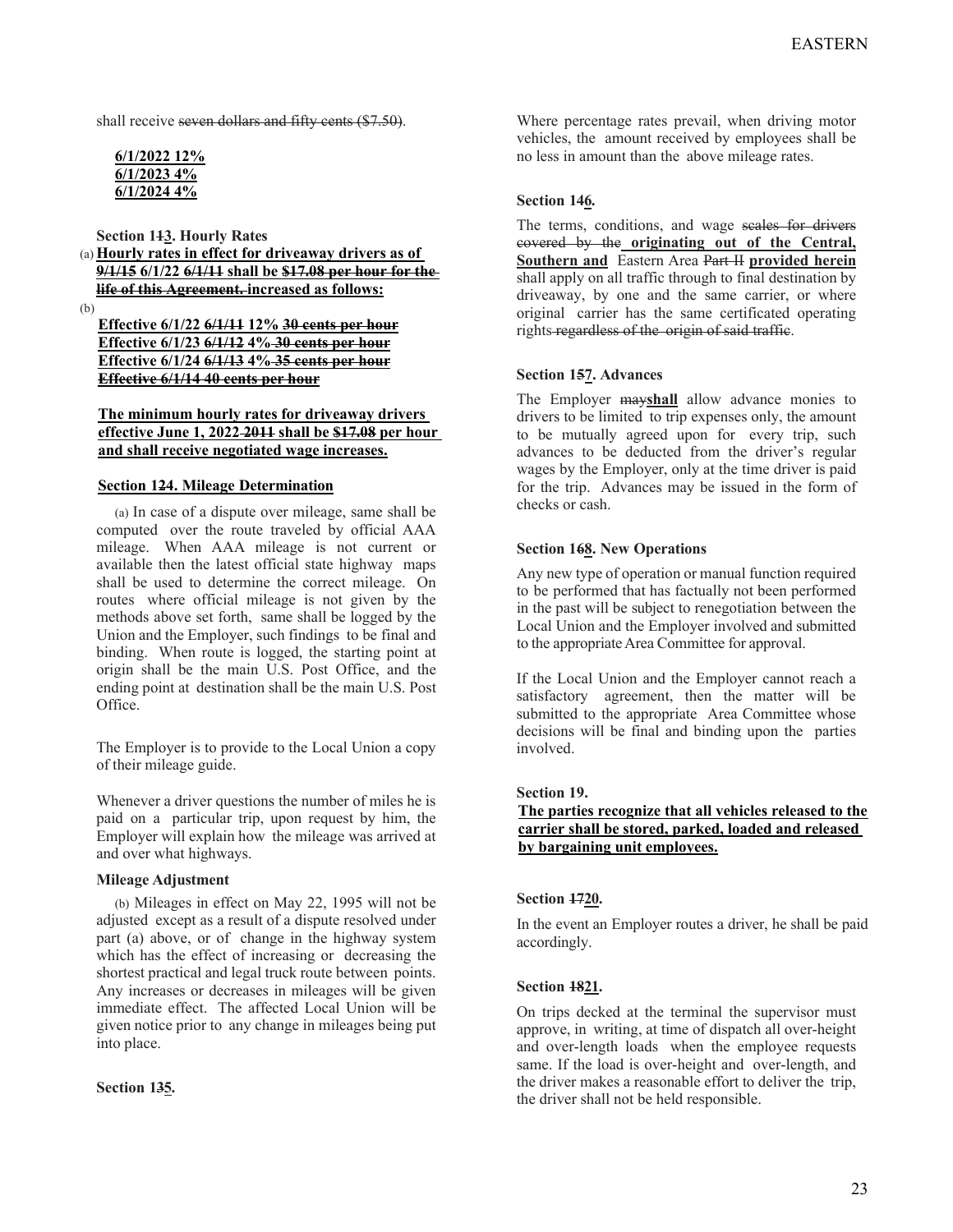shall receive ~~seven dollars and fifty cents ($7.50)~~.

**6/1/2022 12%**
**6/1/2023 4%**
**6/1/2024 4%**

**Section 1~~1~~3. Hourly Rates**

(a) **Hourly rates in effect for driveaway drivers as of ~~9/1/15~~ 6/1/22 ~~6/1/11~~ shall be ~~$17.08 per hour for the life of this Agreement.~~ increased as follows:**

(b)

**Effective 6/1/22 ~~6/1/11~~ 12% ~~30 cents per hour~~**
**Effective 6/1/23 ~~6/1/12~~ 4% ~~30 cents per hour~~**
**Effective 6/1/24 ~~6/1/13~~ 4% ~~35 cents per hour~~**
~~**Effective 6/1/14 40 cents per hour**~~

**The minimum hourly rates for driveaway drivers effective June 1, 2022 ~~2011~~ shall be ~~$17.08~~ per hour and shall receive negotiated wage increases.**

**Section 1~~2~~4. Mileage Determination**

(a) In case of a dispute over mileage, same shall be computed over the route traveled by official AAA mileage. When AAA mileage is not current or available then the latest official state highway maps shall be used to determine the correct mileage. On routes where official mileage is not given by the methods above set forth, same shall be logged by the Union and the Employer, such findings to be final and binding. When route is logged, the starting point at origin shall be the main U.S. Post Office, and the ending point at destination shall be the main U.S. Post Office.

The Employer is to provide to the Local Union a copy of their mileage guide.

Whenever a driver questions the number of miles he is paid on a particular trip, upon request by him, the Employer will explain how the mileage was arrived at and over what highways.

**Mileage Adjustment**

(b) Mileages in effect on May 22, 1995 will not be adjusted except as a result of a dispute resolved under part (a) above, or of change in the highway system which has the effect of increasing or decreasing the shortest practical and legal truck route between points. Any increases or decreases in mileages will be given immediate effect. The affected Local Union will be given notice prior to any change in mileages being put into place.

**Section 1~~3~~5.**

Where percentage rates prevail, when driving motor vehicles, the amount received by employees shall be no less in amount than the above mileage rates.

**Section 146.**

The terms, conditions, and wage ~~scales for drivers covered by the~~ **originating out of the Central, Southern and** Eastern Area ~~Part II~~ **provided herein** shall apply on all traffic through to final destination by driveaway, by one and the same carrier, or where original carrier has the same certificated operating rights ~~regardless of the origin of said traffic~~.

**Section 1~~5~~7. Advances**

The Employer ~~may~~**shall** allow advance monies to drivers to be limited to trip expenses only, the amount to be mutually agreed upon for every trip, such advances to be deducted from the driver's regular wages by the Employer, only at the time driver is paid for the trip. Advances may be issued in the form of checks or cash.

**Section 1~~6~~8. New Operations**

Any new type of operation or manual function required to be performed that has factually not been performed in the past will be subject to renegotiation between the Local Union and the Employer involved and submitted to the appropriate Area Committee for approval.

If the Local Union and the Employer cannot reach a satisfactory agreement, then the matter will be submitted to the appropriate Area Committee whose decisions will be final and binding upon the parties involved.

**Section 19.**

**The parties recognize that all vehicles released to the carrier shall be stored, parked, loaded and released by bargaining unit employees.**

**Section ~~17~~20.**

In the event an Employer routes a driver, he shall be paid accordingly.

**Section ~~18~~21.**

On trips decked at the terminal the supervisor must approve, in writing, at time of dispatch all over-height and over-length loads when the employee requests same. If the load is over-height and over-length, and the driver makes a reasonable effort to deliver the trip, the driver shall not be held responsible.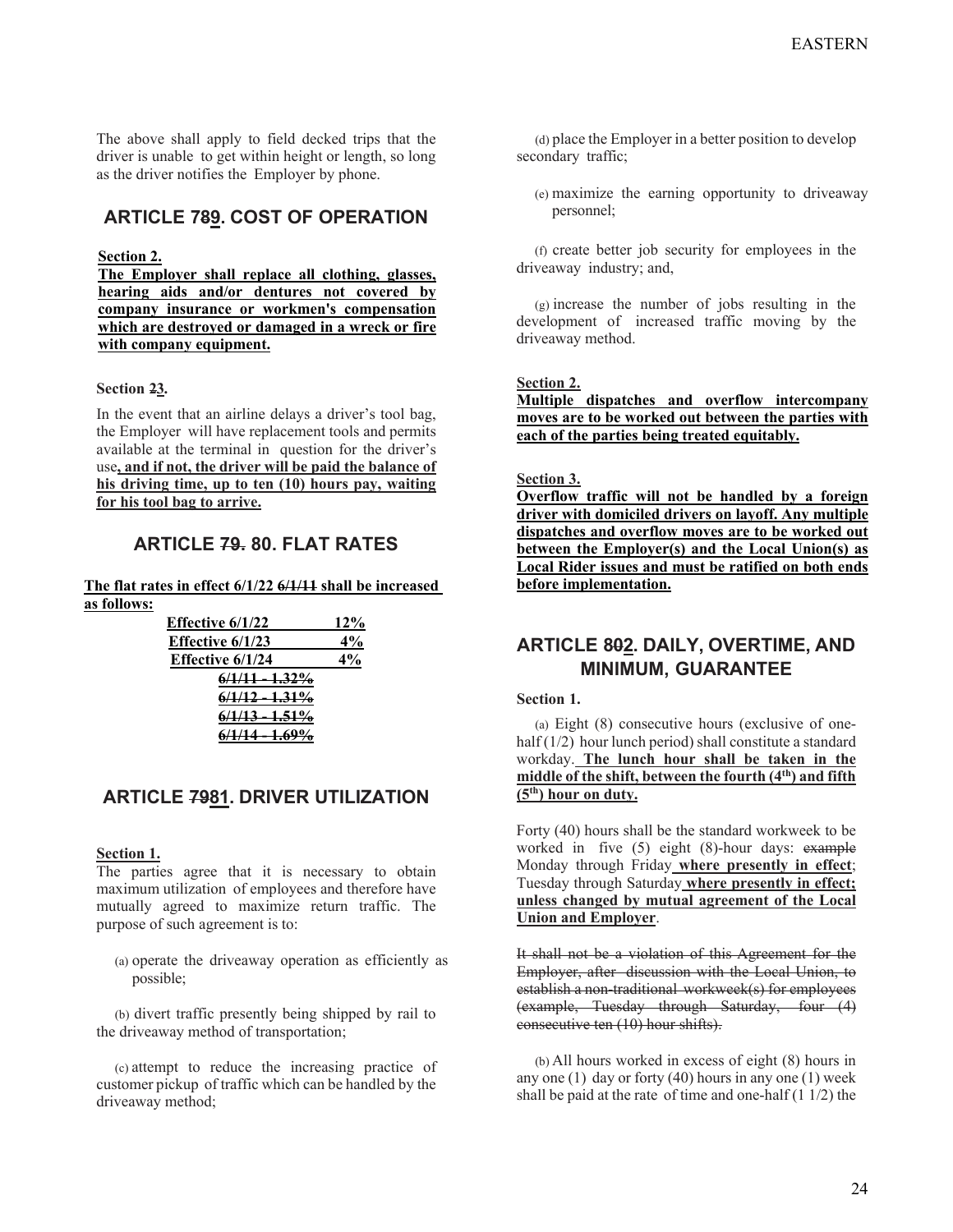The above shall apply to field decked trips that the driver is unable to get within height or length, so long as the driver notifies the Employer by phone.

## ARTICLE 7~~8~~9. COST OF OPERATION

**Section 2.**
**The Employer shall replace all clothing, glasses, hearing aids and/or dentures not covered by company insurance or workmen's compensation which are destroyed or damaged in a wreck or fire with company equipment.**

**Section ~~2~~3.**

In the event that an airline delays a driver's tool bag, the Employer will have replacement tools and permits available at the terminal in question for the driver's use**, and if not, the driver will be paid the balance of his driving time, up to ten (10) hours pay, waiting for his tool bag to arrive.**

## ARTICLE ~~79.~~ 80. FLAT RATES

**The flat rates in effect 6/1/22 ~~6/1/11~~ shall be increased as follows:**

| | |
|---|---|
| **Effective 6/1/22** | **12%** |
| **Effective 6/1/23** | **4%** |
| **Effective 6/1/24** | **4%** |
| ~~6/1/11 - 1.32%~~ | |
| ~~6/1/12 - 1.31%~~ | |
| ~~6/1/13 - 1.51%~~ | |
| ~~6/1/14 - 1.69%~~ | |

## ARTICLE ~~79~~81. DRIVER UTILIZATION

**Section 1.**
The parties agree that it is necessary to obtain maximum utilization of employees and therefore have mutually agreed to maximize return traffic. The purpose of such agreement is to:

(a) operate the driveaway operation as efficiently as possible;

(b) divert traffic presently being shipped by rail to the driveaway method of transportation;

(c) attempt to reduce the increasing practice of customer pickup of traffic which can be handled by the driveaway method;

(d) place the Employer in a better position to develop secondary traffic;

(e) maximize the earning opportunity to driveaway personnel;

(f) create better job security for employees in the driveaway industry; and,

(g) increase the number of jobs resulting in the development of increased traffic moving by the driveaway method.

**Section 2.**
**Multiple dispatches and overflow intercompany moves are to be worked out between the parties with each of the parties being treated equitably.**

**Section 3.**
**Overflow traffic will not be handled by a foreign driver with domiciled drivers on layoff. Any multiple dispatches and overflow moves are to be worked out between the Employer(s) and the Local Union(s) as Local Rider issues and must be ratified on both ends before implementation.**

## ARTICLE 8~~0~~2. DAILY, OVERTIME, AND MINIMUM, GUARANTEE

**Section 1.**

(a) Eight (8) consecutive hours (exclusive of one-half (1/2) hour lunch period) shall constitute a standard workday. **The lunch hour shall be taken in the middle of the shift, between the fourth (4th) and fifth (5th) hour on duty.**

Forty (40) hours shall be the standard workweek to be worked in five (5) eight (8)-hour days: ~~example~~ Monday through Friday **where presently in effect**; Tuesday through Saturday **where presently in effect; unless changed by mutual agreement of the Local Union and Employer**.

~~It shall not be a violation of this Agreement for the Employer, after discussion with the Local Union, to establish a non-traditional workweek(s) for employees (example, Tuesday through Saturday, four (4) consecutive ten (10) hour shifts).~~

(b) All hours worked in excess of eight (8) hours in any one (1) day or forty (40) hours in any one (1) week shall be paid at the rate of time and one-half (1 1/2) the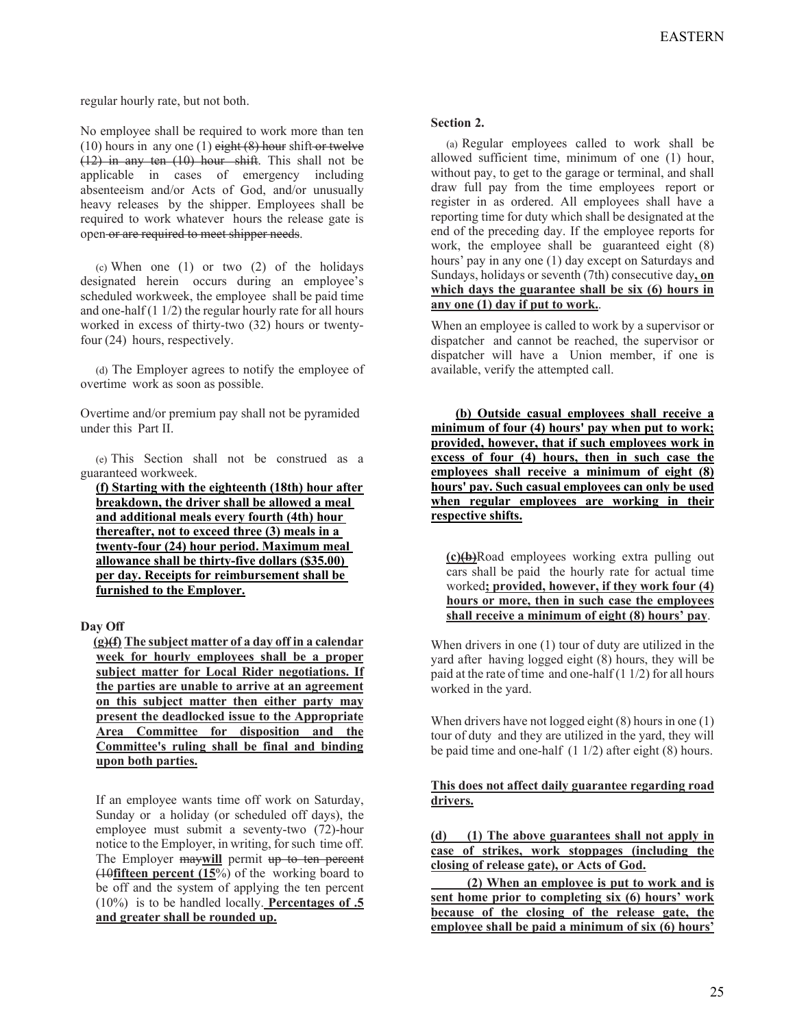regular hourly rate, but not both.

No employee shall be required to work more than ten (10) hours in any one (1) ~~eight (8) hour~~ shift ~~or twelve (12) in any ten (10) hour shift~~. This shall not be applicable in cases of emergency including absenteeism and/or Acts of God, and/or unusually heavy releases by the shipper. Employees shall be required to work whatever hours the release gate is open ~~or are required to meet shipper needs~~.

(c) When one (1) or two (2) of the holidays designated herein occurs during an employee's scheduled workweek, the employee shall be paid time and one-half (1 1/2) the regular hourly rate for all hours worked in excess of thirty-two (32) hours or twenty-four (24) hours, respectively.

(d) The Employer agrees to notify the employee of overtime work as soon as possible.

Overtime and/or premium pay shall not be pyramided under this Part II.

(e) This Section shall not be construed as a guaranteed workweek.

**(f) Starting with the eighteenth (18th) hour after breakdown, the driver shall be allowed a meal and additional meals every fourth (4th) hour thereafter, not to exceed three (3) meals in a twenty-four (24) hour period. Maximum meal allowance shall be thirty-five dollars ($35.00) per day. Receipts for reimbursement shall be furnished to the Employer.**

**Day Off**

**(g)**~~(f)~~ **The subject matter of a day off in a calendar week for hourly employees shall be a proper subject matter for Local Rider negotiations. If the parties are unable to arrive at an agreement on this subject matter then either party may present the deadlocked issue to the Appropriate Area Committee for disposition and the Committee's ruling shall be final and binding upon both parties.**

If an employee wants time off work on Saturday, Sunday or a holiday (or scheduled off days), the employee must submit a seventy-two (72)-hour notice to the Employer, in writing, for such time off. The Employer ~~may~~**will** permit ~~up to ten percent (10~~**fifteen percent (15**%) of the working board to be off and the system of applying the ten percent (10%) is to be handled locally. **Percentages of .5 and greater shall be rounded up.**

**Section 2.**

(a) Regular employees called to work shall be allowed sufficient time, minimum of one (1) hour, without pay, to get to the garage or terminal, and shall draw full pay from the time employees report or register in as ordered. All employees shall have a reporting time for duty which shall be designated at the end of the preceding day. If the employee reports for work, the employee shall be guaranteed eight (8) hours' pay in any one (1) day except on Saturdays and Sundays, holidays or seventh (7th) consecutive day**, on which days the guarantee shall be six (6) hours in any one (1) day if put to work.**.

When an employee is called to work by a supervisor or dispatcher and cannot be reached, the supervisor or dispatcher will have a Union member, if one is available, verify the attempted call.

**(b) Outside casual employees shall receive a minimum of four (4) hours' pay when put to work; provided, however, that if such employees work in excess of four (4) hours, then in such case the employees shall receive a minimum of eight (8) hours' pay. Such casual employees can only be used when regular employees are working in their respective shifts.**

**(c)**~~(b)~~Road employees working extra pulling out cars shall be paid the hourly rate for actual time worked**; provided, however, if they work four (4) hours or more, then in such case the employees shall receive a minimum of eight (8) hours' pay**.

When drivers in one (1) tour of duty are utilized in the yard after having logged eight (8) hours, they will be paid at the rate of time and one-half (1 1/2) for all hours worked in the yard.

When drivers have not logged eight (8) hours in one (1) tour of duty and they are utilized in the yard, they will be paid time and one-half (1 1/2) after eight (8) hours.

**This does not affect daily guarantee regarding road drivers.**

**(d) (1) The above guarantees shall not apply in case of strikes, work stoppages (including the closing of release gate), or Acts of God.**

**(2) When an employee is put to work and is sent home prior to completing six (6) hours' work because of the closing of the release gate, the employee shall be paid a minimum of six (6) hours'**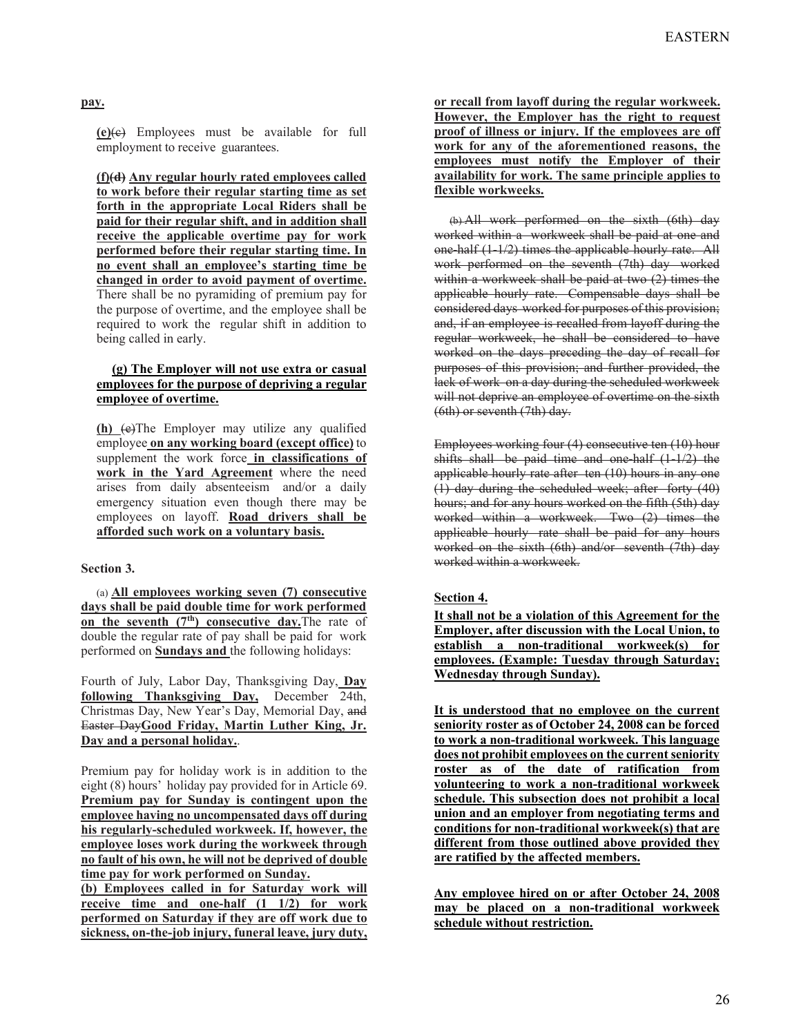**pay.**

**(e)**~~(c)~~ Employees must be available for full employment to receive guarantees.

**(f)**~~(d)~~ **Any regular hourly rated employees called to work before their regular starting time as set forth in the appropriate Local Riders shall be paid for their regular shift, and in addition shall receive the applicable overtime pay for work performed before their regular starting time. In no event shall an employee's starting time be changed in order to avoid payment of overtime.** There shall be no pyramiding of premium pay for the purpose of overtime, and the employee shall be required to work the regular shift in addition to being called in early.

**(g) The Employer will not use extra or casual employees for the purpose of depriving a regular employee of overtime.**

**(h)** ~~(e)~~The Employer may utilize any qualified employee **on any working board (except office)** to supplement the work force **in classifications of work in the Yard Agreement** where the need arises from daily absenteeism and/or a daily emergency situation even though there may be employees on layoff. **Road drivers shall be afforded such work on a voluntary basis.**

**Section 3.**

(a) **All employees working seven (7) consecutive days shall be paid double time for work performed on the seventh (7th) consecutive day.**The rate of double the regular rate of pay shall be paid for work performed on **Sundays and** the following holidays:

Fourth of July, Labor Day, Thanksgiving Day, **Day following Thanksgiving Day,** December 24th, Christmas Day, New Year's Day, Memorial Day, ~~and Easter Day~~**Good Friday, Martin Luther King, Jr. Day and a personal holiday.**.

Premium pay for holiday work is in addition to the eight (8) hours' holiday pay provided for in Article 69. **Premium pay for Sunday is contingent upon the employee having no uncompensated days off during his regularly-scheduled workweek. If, however, the employee loses work during the workweek through no fault of his own, he will not be deprived of double time pay for work performed on Sunday.**

**(b) Employees called in for Saturday work will receive time and one-half (1 1/2) for work performed on Saturday if they are off work due to sickness, on-the-job injury, funeral leave, jury duty, or recall from layoff during the regular workweek. However, the Employer has the right to request proof of illness or injury. If the employees are off work for any of the aforementioned reasons, the employees must notify the Employer of their availability for work. The same principle applies to flexible workweeks.**

~~(b) All work performed on the sixth (6th) day worked within a workweek shall be paid at one and one-half (1-1/2) times the applicable hourly rate. All work performed on the seventh (7th) day worked within a workweek shall be paid at two (2) times the applicable hourly rate. Compensable days shall be considered days worked for purposes of this provision; and, if an employee is recalled from layoff during the regular workweek, he shall be considered to have worked on the days preceding the day of recall for purposes of this provision; and further provided, the lack of work on a day during the scheduled workweek will not deprive an employee of overtime on the sixth (6th) or seventh (7th) day.~~

~~Employees working four (4) consecutive ten (10) hour shifts shall be paid time and one-half (1-1/2) the applicable hourly rate after ten (10) hours in any one (1) day during the scheduled week; after forty (40) hours; and for any hours worked on the fifth (5th) day worked within a workweek. Two (2) times the applicable hourly rate shall be paid for any hours worked on the sixth (6th) and/or seventh (7th) day worked within a workweek.~~

**Section 4.**

**It shall not be a violation of this Agreement for the Employer, after discussion with the Local Union, to establish a non-traditional workweek(s) for employees. (Example: Tuesday through Saturday; Wednesday through Sunday).**

**It is understood that no employee on the current seniority roster as of October 24, 2008 can be forced to work a non-traditional workweek. This language does not prohibit employees on the current seniority roster as of the date of ratification from volunteering to work a non-traditional workweek schedule. This subsection does not prohibit a local union and an employer from negotiating terms and conditions for non-traditional workweek(s) that are different from those outlined above provided they are ratified by the affected members.**

**Any employee hired on or after October 24, 2008 may be placed on a non-traditional workweek schedule without restriction.**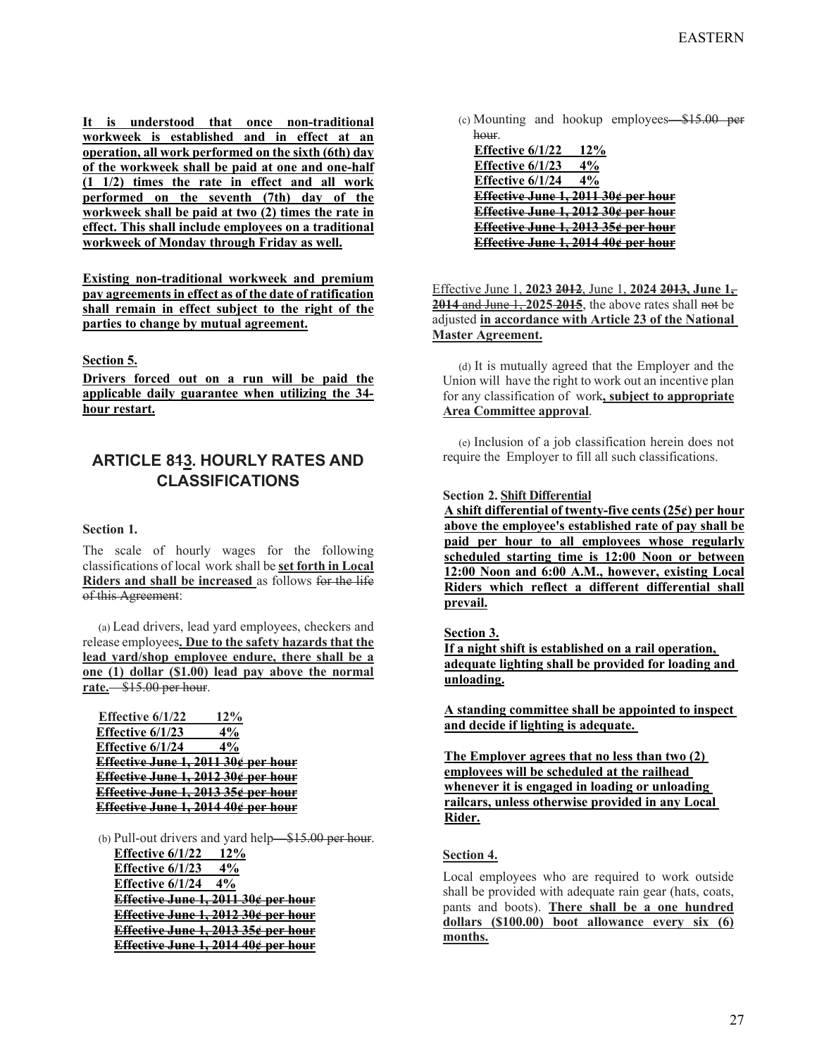**It is understood that once non-traditional workweek is established and in effect at an operation, all work performed on the sixth (6th) day of the workweek shall be paid at one and one-half (1 1/2) times the rate in effect and all work performed on the seventh (7th) day of the workweek shall be paid at two (2) times the rate in effect. This shall include employees on a traditional workweek of Monday through Friday as well.**

**Existing non-traditional workweek and premium pay agreements in effect as of the date of ratification shall remain in effect subject to the right of the parties to change by mutual agreement.**

**Section 5.**

**Drivers forced out on a run will be paid the applicable daily guarantee when utilizing the 34-hour restart.**

## ARTICLE ~~8~~13. HOURLY RATES AND CLASSIFICATIONS

**Section 1.**

The scale of hourly wages for the following classifications of local work shall be **set forth in Local Riders and shall be increased** as follows ~~for the life of this Agreement~~:

(a) Lead drivers, lead yard employees, checkers and release employees**. Due to the safety hazards that the lead yard/shop employee endure, there shall be a one (1) dollar ($1.00) lead pay above the normal rate.** ~~$15.00 per hour~~.

**Effective 6/1/22 12%**
**Effective 6/1/23 4%**
**Effective 6/1/24 4%**
~~**Effective June 1, 2011 30¢ per hour**~~
~~**Effective June 1, 2012 30¢ per hour**~~
~~**Effective June 1, 2013 35¢ per hour**~~
~~**Effective June 1, 2014 40¢ per hour**~~

(b) Pull-out drivers and yard help ~~$15.00 per hour~~.
**Effective 6/1/22 12%**
**Effective 6/1/23 4%**
**Effective 6/1/24 4%**
~~**Effective June 1, 2011 30¢ per hour**~~
~~**Effective June 1, 2012 30¢ per hour**~~
~~**Effective June 1, 2013 35¢ per hour**~~
~~**Effective June 1, 2014 40¢ per hour**~~

(c) Mounting and hookup employees ~~$15.00 per hour~~.
**Effective 6/1/22 12%**
**Effective 6/1/23 4%**
**Effective 6/1/24 4%**
~~**Effective June 1, 2011 30¢ per hour**~~
~~**Effective June 1, 2012 30¢ per hour**~~
~~**Effective June 1, 2013 35¢ per hour**~~
~~**Effective June 1, 2014 40¢ per hour**~~

Effective June 1, **2023** ~~**2012**~~, June 1, **2024** ~~**2013, June 1, 2014**~~ ~~and June 1,~~ **2025** ~~**2015**~~, the above rates shall ~~not~~ be adjusted **in accordance with Article 23 of the National Master Agreement.**

(d) It is mutually agreed that the Employer and the Union will have the right to work out an incentive plan for any classification of work**, subject to appropriate Area Committee approval**.

(e) Inclusion of a job classification herein does not require the Employer to fill all such classifications.

**Section 2. Shift Differential**

**A shift differential of twenty-five cents (25¢) per hour above the employee's established rate of pay shall be paid per hour to all employees whose regularly scheduled starting time is 12:00 Noon or between 12:00 Noon and 6:00 A.M., however, existing Local Riders which reflect a different differential shall prevail.**

**Section 3.**

**If a night shift is established on a rail operation, adequate lighting shall be provided for loading and unloading.**

**A standing committee shall be appointed to inspect and decide if lighting is adequate.**

**The Employer agrees that no less than two (2) employees will be scheduled at the railhead whenever it is engaged in loading or unloading railcars, unless otherwise provided in any Local Rider.**

**Section 4.**

Local employees who are required to work outside shall be provided with adequate rain gear (hats, coats, pants and boots). **There shall be a one hundred dollars ($100.00) boot allowance every six (6) months.**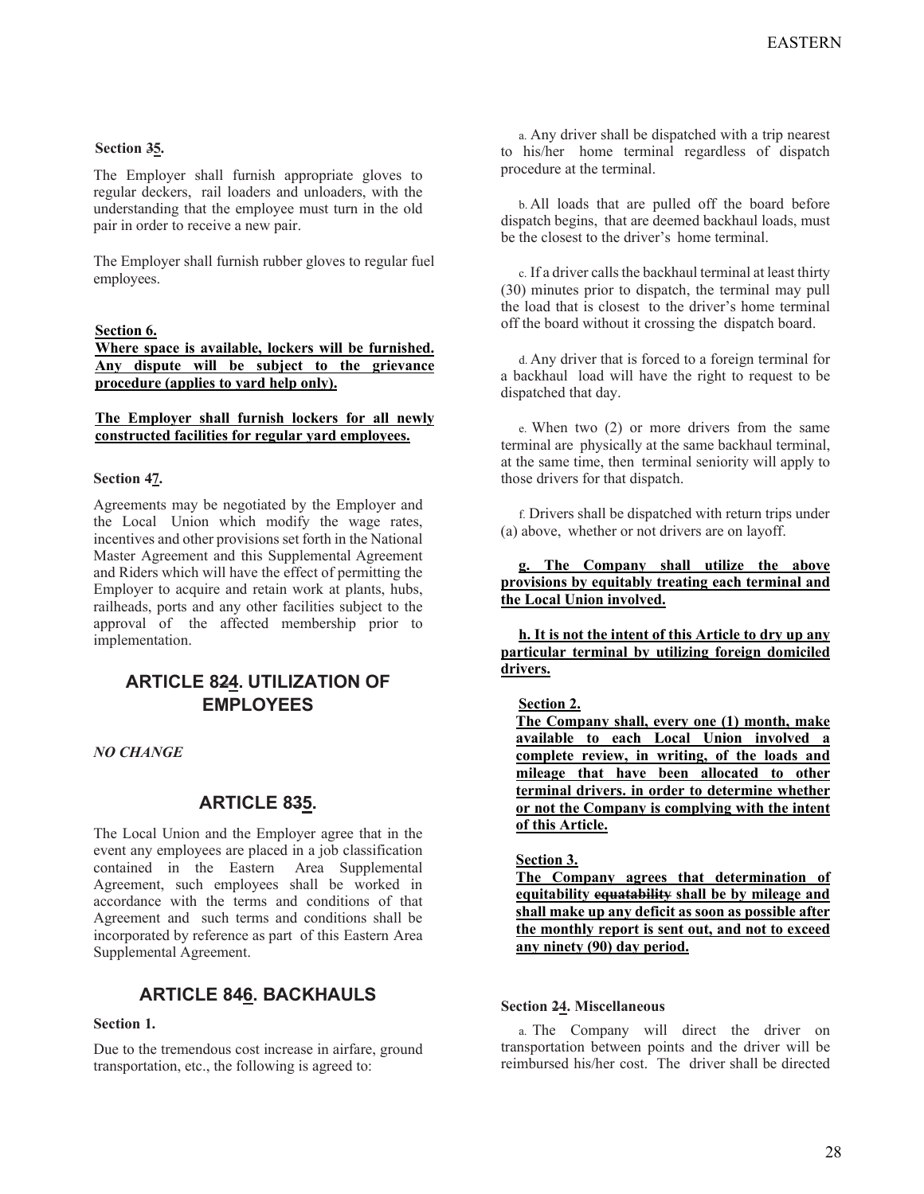**Section 35.**

The Employer shall furnish appropriate gloves to regular deckers, rail loaders and unloaders, with the understanding that the employee must turn in the old pair in order to receive a new pair.

The Employer shall furnish rubber gloves to regular fuel employees.

**Section 6.**
**Where space is available, lockers will be furnished. Any dispute will be subject to the grievance procedure (applies to yard help only).**

**The Employer shall furnish lockers for all newly constructed facilities for regular yard employees.**

**Section 47.**

Agreements may be negotiated by the Employer and the Local Union which modify the wage rates, incentives and other provisions set forth in the National Master Agreement and this Supplemental Agreement and Riders which will have the effect of permitting the Employer to acquire and retain work at plants, hubs, railheads, ports and any other facilities subject to the approval of the affected membership prior to implementation.

## ARTICLE 824. UTILIZATION OF EMPLOYEES

*NO CHANGE*

## ARTICLE 835.

The Local Union and the Employer agree that in the event any employees are placed in a job classification contained in the Eastern Area Supplemental Agreement, such employees shall be worked in accordance with the terms and conditions of that Agreement and such terms and conditions shall be incorporated by reference as part of this Eastern Area Supplemental Agreement.

## ARTICLE 846. BACKHAULS

**Section 1.**

Due to the tremendous cost increase in airfare, ground transportation, etc., the following is agreed to:

a. Any driver shall be dispatched with a trip nearest to his/her home terminal regardless of dispatch procedure at the terminal.

b. All loads that are pulled off the board before dispatch begins, that are deemed backhaul loads, must be the closest to the driver's home terminal.

c. If a driver calls the backhaul terminal at least thirty (30) minutes prior to dispatch, the terminal may pull the load that is closest to the driver's home terminal off the board without it crossing the dispatch board.

d. Any driver that is forced to a foreign terminal for a backhaul load will have the right to request to be dispatched that day.

e. When two (2) or more drivers from the same terminal are physically at the same backhaul terminal, at the same time, then terminal seniority will apply to those drivers for that dispatch.

f. Drivers shall be dispatched with return trips under (a) above, whether or not drivers are on layoff.

**g. The Company shall utilize the above provisions by equitably treating each terminal and the Local Union involved.**

**h. It is not the intent of this Article to dry up any particular terminal by utilizing foreign domiciled drivers.**

**Section 2.**
**The Company shall, every one (1) month, make available to each Local Union involved a complete review, in writing, of the loads and mileage that have been allocated to other terminal drivers. in order to determine whether or not the Company is complying with the intent of this Article.**

**Section 3.**
**The Company agrees that determination of equitability ~~equatability~~ shall be by mileage and shall make up any deficit as soon as possible after the monthly report is sent out, and not to exceed any ninety (90) day period.**

**Section 24. Miscellaneous**

a. The Company will direct the driver on transportation between points and the driver will be reimbursed his/her cost. The driver shall be directed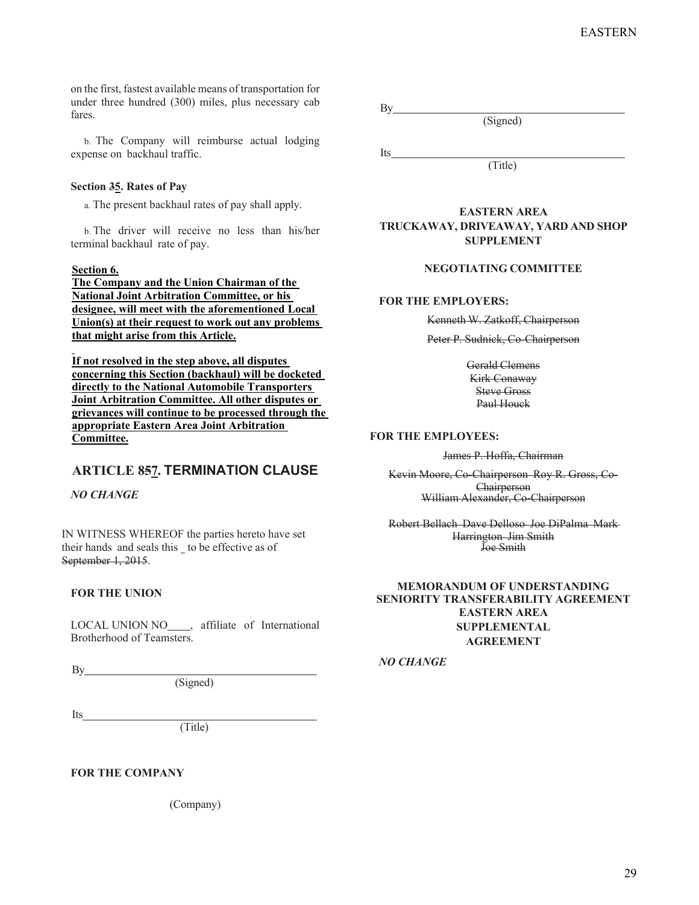on the first, fastest available means of transportation for under three hundred (300) miles, plus necessary cab fares.

b. The Company will reimburse actual lodging expense on backhaul traffic.

**Section ~~3~~5. Rates of Pay**

a. The present backhaul rates of pay shall apply.

b. The driver will receive no less than his/her terminal backhaul rate of pay.

**Section 6.**
**The Company and the Union Chairman of the National Joint Arbitration Committee, or his designee, will meet with the aforementioned Local Union(s) at their request to work out any problems that might arise from this Article.**

**If not resolved in the step above, all disputes concerning this Section (backhaul) will be docketed directly to the National Automobile Transporters Joint Arbitration Committee. All other disputes or grievances will continue to be processed through the appropriate Eastern Area Joint Arbitration Committee.**

## ARTICLE 8~~5~~7. TERMINATION CLAUSE

*NO CHANGE*

IN WITNESS WHEREOF the parties hereto have set their hands and seals this _ to be effective as of ~~September 1, 2015~~.

**FOR THE UNION**

LOCAL UNION NO____, affiliate of International Brotherhood of Teamsters.

By____________________
(Signed)

Its____________________
(Title)

**FOR THE COMPANY**

(Company)

By____________________
(Signed)

Its____________________
(Title)

**EASTERN AREA**
**TRUCKAWAY, DRIVEAWAY, YARD AND SHOP SUPPLEMENT**

**NEGOTIATING COMMITTEE**

**FOR THE EMPLOYERS:**

~~Kenneth W. Zatkoff, Chairperson~~

~~Peter P. Sudnick, Co-Chairperson~~

~~Gerald Clemens~~
~~Kirk Conaway~~
~~Steve Gross~~
~~Paul Houck~~

**FOR THE EMPLOYEES:**

~~James P. Hoffa, Chairman~~

~~Kevin Moore, Co-Chairperson Roy R. Gross, Co-Chairperson~~
~~William Alexander, Co-Chairperson~~

~~Robert Bellach Dave Delloso Joe DiPalma Mark Harrington Jim Smith~~
~~Joe Smith~~

**MEMORANDUM OF UNDERSTANDING**
**SENIORITY TRANSFERABILITY AGREEMENT**
**EASTERN AREA**
**SUPPLEMENTAL**
**AGREEMENT**

*NO CHANGE*